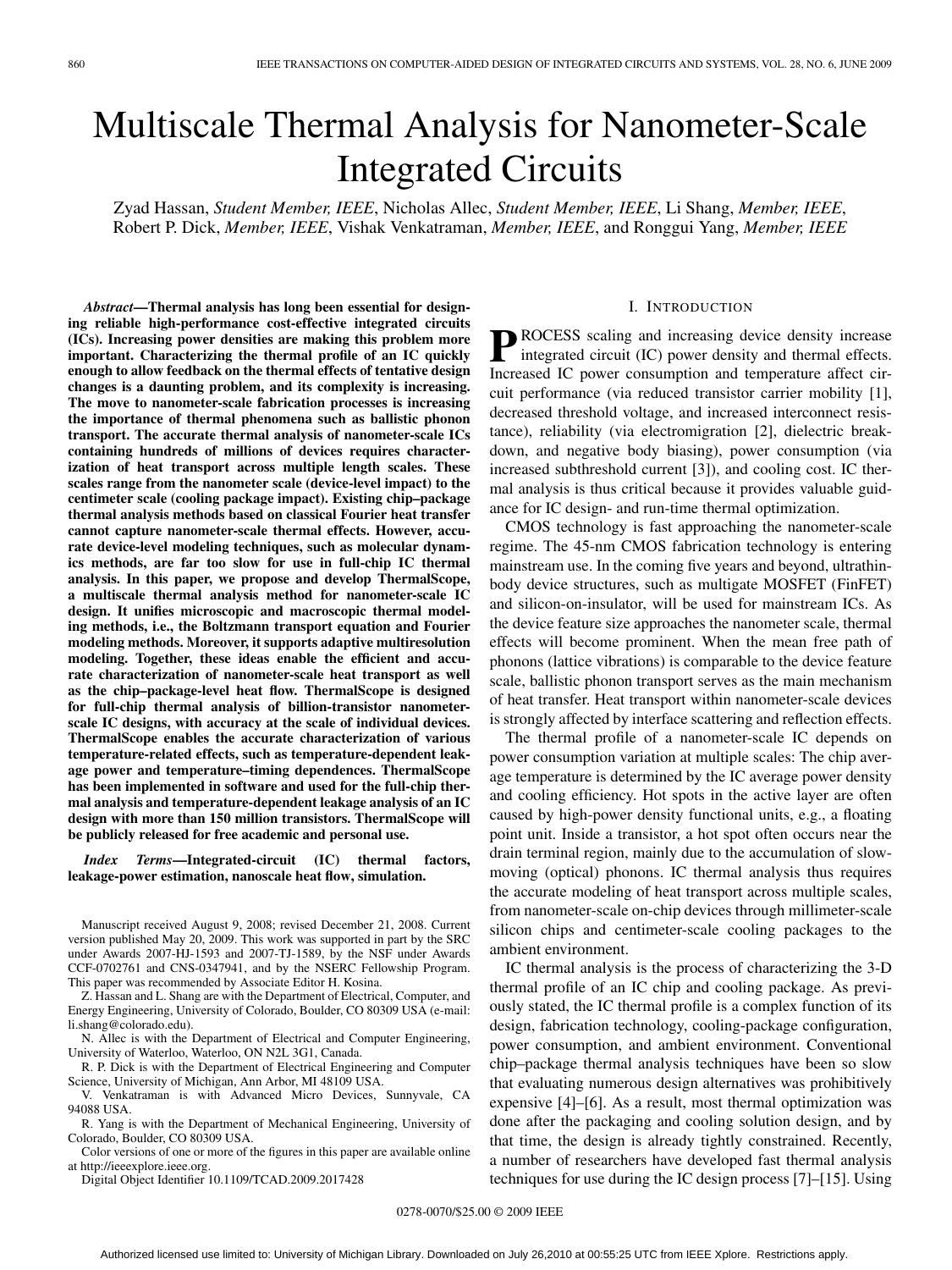# Multiscale Thermal Analysis for Nanometer-Scale Integrated Circuits

Zyad Hassan, *Student Member, IEEE*, Nicholas Allec, *Student Member, IEEE*, Li Shang, *Member, IEEE*, Robert P. Dick, *Member, IEEE*, Vishak Venkatraman, *Member, IEEE*, and Ronggui Yang, *Member, IEEE*

***Abstract*—Thermal analysis has long been essential for designing reliable high-performance cost-effective integrated circuits (ICs). Increasing power densities are making this problem more important. Characterizing the thermal profile of an IC quickly enough to allow feedback on the thermal effects of tentative design changes is a daunting problem, and its complexity is increasing. The move to nanometer-scale fabrication processes is increasing the importance of thermal phenomena such as ballistic phonon transport. The accurate thermal analysis of nanometer-scale ICs containing hundreds of millions of devices requires characterization of heat transport across multiple length scales. These scales range from the nanometer scale (device-level impact) to the centimeter scale (cooling package impact). Existing chip–package thermal analysis methods based on classical Fourier heat transfer cannot capture nanometer-scale thermal effects. However, accurate device-level modeling techniques, such as molecular dynamics methods, are far too slow for use in full-chip IC thermal analysis. In this paper, we propose and develop ThermalScope, a multiscale thermal analysis method for nanometer-scale IC design. It unifies microscopic and macroscopic thermal modeling methods, i.e., the Boltzmann transport equation and Fourier modeling methods. Moreover, it supports adaptive multiresolution modeling. Together, these ideas enable the efficient and accurate characterization of nanometer-scale heat transport as well as the chip–package-level heat flow. ThermalScope is designed for full-chip thermal analysis of billion-transistor nanometer-scale IC designs, with accuracy at the scale of individual devices. ThermalScope enables the accurate characterization of various temperature-related effects, such as temperature-dependent leakage power and temperature–timing dependences. ThermalScope has been implemented in software and used for the full-chip thermal analysis and temperature-dependent leakage analysis of an IC design with more than 150 million transistors. ThermalScope will be publicly released for free academic and personal use.**

***Index Terms*—Integrated-circuit (IC) thermal factors, leakage-power estimation, nanoscale heat flow, simulation.**

Manuscript received August 9, 2008; revised December 21, 2008. Current version published May 20, 2009. This work was supported in part by the SRC under Awards 2007-HJ-1593 and 2007-TJ-1589, by the NSF under Awards CCF-0702761 and CNS-0347941, and by the NSERC Fellowship Program. This paper was recommended by Associate Editor H. Kosina.

Z. Hassan and L. Shang are with the Department of Electrical, Computer, and Energy Engineering, University of Colorado, Boulder, CO 80309 USA (e-mail: li.shang@colorado.edu).

N. Allec is with the Department of Electrical and Computer Engineering, University of Waterloo, Waterloo, ON N2L 3G1, Canada.

R. P. Dick is with the Department of Electrical Engineering and Computer Science, University of Michigan, Ann Arbor, MI 48109 USA.

V. Venkatraman is with Advanced Micro Devices, Sunnyvale, CA 94088 USA.

R. Yang is with the Department of Mechanical Engineering, University of Colorado, Boulder, CO 80309 USA.

Color versions of one or more of the figures in this paper are available online at http://ieeexplore.ieee.org.

Digital Object Identifier 10.1109/TCAD.2009.2017428

## I. Introduction

PROCESS scaling and increasing device density increase integrated circuit (IC) power density and thermal effects. Increased IC power consumption and temperature affect circuit performance (via reduced transistor carrier mobility [1], decreased threshold voltage, and increased interconnect resistance), reliability (via electromigration [2], dielectric breakdown, and negative body biasing), power consumption (via increased subthreshold current [3]), and cooling cost. IC thermal analysis is thus critical because it provides valuable guidance for IC design- and run-time thermal optimization.

CMOS technology is fast approaching the nanometer-scale regime. The 45-nm CMOS fabrication technology is entering mainstream use. In the coming five years and beyond, ultrathin-body device structures, such as multigate MOSFET (FinFET) and silicon-on-insulator, will be used for mainstream ICs. As the device feature size approaches the nanometer scale, thermal effects will become prominent. When the mean free path of phonons (lattice vibrations) is comparable to the device feature scale, ballistic phonon transport serves as the main mechanism of heat transfer. Heat transport within nanometer-scale devices is strongly affected by interface scattering and reflection effects.

The thermal profile of a nanometer-scale IC depends on power consumption variation at multiple scales: The chip average temperature is determined by the IC average power density and cooling efficiency. Hot spots in the active layer are often caused by high-power density functional units, e.g., a floating point unit. Inside a transistor, a hot spot often occurs near the drain terminal region, mainly due to the accumulation of slow-moving (optical) phonons. IC thermal analysis thus requires the accurate modeling of heat transport across multiple scales, from nanometer-scale on-chip devices through millimeter-scale silicon chips and centimeter-scale cooling packages to the ambient environment.

IC thermal analysis is the process of characterizing the 3-D thermal profile of an IC chip and cooling package. As previously stated, the IC thermal profile is a complex function of its design, fabrication technology, cooling-package configuration, power consumption, and ambient environment. Conventional chip–package thermal analysis techniques have been so slow that evaluating numerous design alternatives was prohibitively expensive [4]–[6]. As a result, most thermal optimization was done after the packaging and cooling solution design, and by that time, the design is already tightly constrained. Recently, a number of researchers have developed fast thermal analysis techniques for use during the IC design process [7]–[15]. Using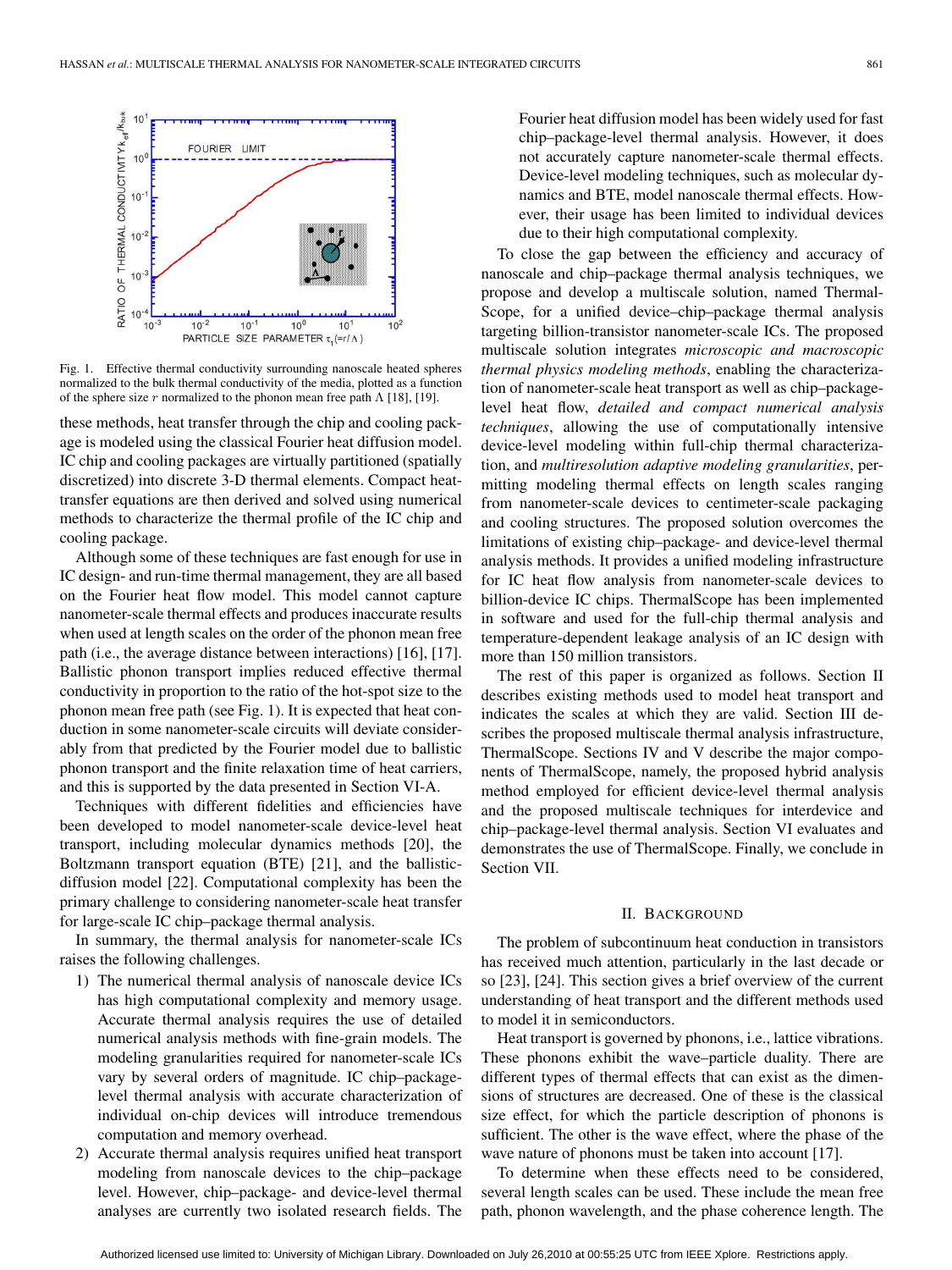10^1

10^0

10^-1

10^-2

10^-3

10^-4

RATIO OF THERMAL CONDUCTIVITY $k_{eff}/k_{bulk}$

FOURIER LIMIT

r

Λ

10^-3 10^-2 10^-1 10^0 10^1 10^2

PARTICLE SIZE PARAMETER $\tau_1$(=r/Λ)

Fig. 1. Effective thermal conductivity surrounding nanoscale heated spheres normalized to the bulk thermal conductivity of the media, plotted as a function of the sphere size $r$ normalized to the phonon mean free path $\Lambda$ [18], [19].

these methods, heat transfer through the chip and cooling package is modeled using the classical Fourier heat diffusion model. IC chip and cooling packages are virtually partitioned (spatially discretized) into discrete 3-D thermal elements. Compact heat-transfer equations are then derived and solved using numerical methods to characterize the thermal profile of the IC chip and cooling package.

Although some of these techniques are fast enough for use in IC design- and run-time thermal management, they are all based on the Fourier heat flow model. This model cannot capture nanometer-scale thermal effects and produces inaccurate results when used at length scales on the order of the phonon mean free path (i.e., the average distance between interactions) [16], [17]. Ballistic phonon transport implies reduced effective thermal conductivity in proportion to the ratio of the hot-spot size to the phonon mean free path (see Fig. 1). It is expected that heat conduction in some nanometer-scale circuits will deviate considerably from that predicted by the Fourier model due to ballistic phonon transport and the finite relaxation time of heat carriers, and this is supported by the data presented in Section VI-A.

Techniques with different fidelities and efficiencies have been developed to model nanometer-scale device-level heat transport, including molecular dynamics methods [20], the Boltzmann transport equation (BTE) [21], and the ballistic-diffusion model [22]. Computational complexity has been the primary challenge to considering nanometer-scale heat transfer for large-scale IC chip–package thermal analysis.

In summary, the thermal analysis for nanometer-scale ICs raises the following challenges.

1) The numerical thermal analysis of nanoscale device ICs has high computational complexity and memory usage. Accurate thermal analysis requires the use of detailed numerical analysis methods with fine-grain models. The modeling granularities required for nanometer-scale ICs vary by several orders of magnitude. IC chip–package-level thermal analysis with accurate characterization of individual on-chip devices will introduce tremendous computation and memory overhead.
2) Accurate thermal analysis requires unified heat transport modeling from nanoscale devices to the chip–package level. However, chip–package- and device-level thermal analyses are currently two isolated research fields. The Fourier heat diffusion model has been widely used for fast chip–package-level thermal analysis. However, it does not accurately capture nanometer-scale thermal effects. Device-level modeling techniques, such as molecular dynamics and BTE, model nanoscale thermal effects. However, their usage has been limited to individual devices due to their high computational complexity.

To close the gap between the efficiency and accuracy of nanoscale and chip–package thermal analysis techniques, we propose and develop a multiscale solution, named ThermalScope, for a unified device–chip–package thermal analysis targeting billion-transistor nanometer-scale ICs. The proposed multiscale solution integrates *microscopic and macroscopic thermal physics modeling methods*, enabling the characterization of nanometer-scale heat transport as well as chip–package-level heat flow, *detailed and compact numerical analysis techniques*, allowing the use of computationally intensive device-level modeling within full-chip thermal characterization, and *multiresolution adaptive modeling granularities*, permitting modeling thermal effects on length scales ranging from nanometer-scale devices to centimeter-scale packaging and cooling structures. The proposed solution overcomes the limitations of existing chip–package- and device-level thermal analysis methods. It provides a unified modeling infrastructure for IC heat flow analysis from nanometer-scale devices to billion-device IC chips. ThermalScope has been implemented in software and used for the full-chip thermal analysis and temperature-dependent leakage analysis of an IC design with more than 150 million transistors.

The rest of this paper is organized as follows. Section II describes existing methods used to model heat transport and indicates the scales at which they are valid. Section III describes the proposed multiscale thermal analysis infrastructure, ThermalScope. Sections IV and V describe the major components of ThermalScope, namely, the proposed hybrid analysis method employed for efficient device-level thermal analysis and the proposed multiscale techniques for interdevice and chip–package-level thermal analysis. Section VI evaluates and demonstrates the use of ThermalScope. Finally, we conclude in Section VII.

## II. Background

The problem of subcontinuum heat conduction in transistors has received much attention, particularly in the last decade or so [23], [24]. This section gives a brief overview of the current understanding of heat transport and the different methods used to model it in semiconductors.

Heat transport is governed by phonons, i.e., lattice vibrations. These phonons exhibit the wave–particle duality. There are different types of thermal effects that can exist as the dimensions of structures are decreased. One of these is the classical size effect, for which the particle description of phonons is sufficient. The other is the wave effect, where the phase of the wave nature of phonons must be taken into account [17].

To determine when these effects need to be considered, several length scales can be used. These include the mean free path, phonon wavelength, and the phase coherence length. The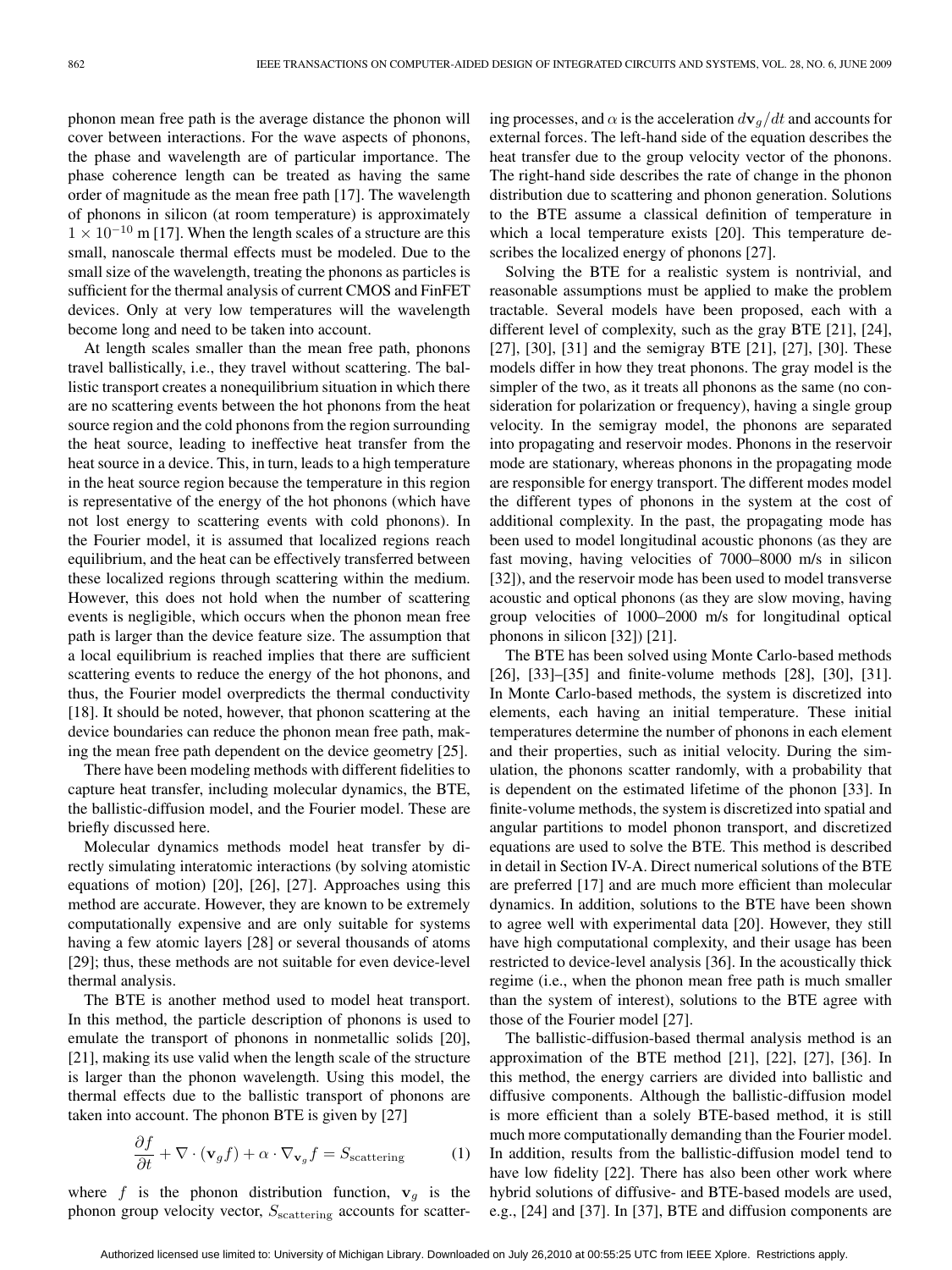phonon mean free path is the average distance the phonon will cover between interactions. For the wave aspects of phonons, the phase and wavelength are of particular importance. The phase coherence length can be treated as having the same order of magnitude as the mean free path [17]. The wavelength of phonons in silicon (at room temperature) is approximately $1 \times 10^{-10}$ m [17]. When the length scales of a structure are this small, nanoscale thermal effects must be modeled. Due to the small size of the wavelength, treating the phonons as particles is sufficient for the thermal analysis of current CMOS and FinFET devices. Only at very low temperatures will the wavelength become long and need to be taken into account.

At length scales smaller than the mean free path, phonons travel ballistically, i.e., they travel without scattering. The ballistic transport creates a nonequilibrium situation in which there are no scattering events between the hot phonons from the heat source region and the cold phonons from the region surrounding the heat source, leading to ineffective heat transfer from the heat source in a device. This, in turn, leads to a high temperature in the heat source region because the temperature in this region is representative of the energy of the hot phonons (which have not lost energy to scattering events with cold phonons). In the Fourier model, it is assumed that localized regions reach equilibrium, and the heat can be effectively transferred between these localized regions through scattering within the medium. However, this does not hold when the number of scattering events is negligible, which occurs when the phonon mean free path is larger than the device feature size. The assumption that a local equilibrium is reached implies that there are sufficient scattering events to reduce the energy of the hot phonons, and thus, the Fourier model overpredicts the thermal conductivity [18]. It should be noted, however, that phonon scattering at the device boundaries can reduce the phonon mean free path, making the mean free path dependent on the device geometry [25].

There have been modeling methods with different fidelities to capture heat transfer, including molecular dynamics, the BTE, the ballistic-diffusion model, and the Fourier model. These are briefly discussed here.

Molecular dynamics methods model heat transfer by directly simulating interatomic interactions (by solving atomistic equations of motion) [20], [26], [27]. Approaches using this method are accurate. However, they are known to be extremely computationally expensive and are only suitable for systems having a few atomic layers [28] or several thousands of atoms [29]; thus, these methods are not suitable for even device-level thermal analysis.

The BTE is another method used to model heat transport. In this method, the particle description of phonons is used to emulate the transport of phonons in nonmetallic solids [20], [21], making its use valid when the length scale of the structure is larger than the phonon wavelength. Using this model, the thermal effects due to the ballistic transport of phonons are taken into account. The phonon BTE is given by [27]

$$\frac{\partial f}{\partial t} + \nabla \cdot (\mathbf{v}_g f) + \alpha \cdot \nabla_{\mathbf{v}_g} f = S_{\text{scattering}} \tag{1}$$

where $f$ is the phonon distribution function, $\mathbf{v}_g$ is the phonon group velocity vector, $S_{\text{scattering}}$ accounts for scattering processes, and $\alpha$ is the acceleration $d\mathbf{v}_g/dt$ and accounts for external forces. The left-hand side of the equation describes the heat transfer due to the group velocity vector of the phonons. The right-hand side describes the rate of change in the phonon distribution due to scattering and phonon generation. Solutions to the BTE assume a classical definition of temperature in which a local temperature exists [20]. This temperature describes the localized energy of phonons [27].

Solving the BTE for a realistic system is nontrivial, and reasonable assumptions must be applied to make the problem tractable. Several models have been proposed, each with a different level of complexity, such as the gray BTE [21], [24], [27], [30], [31] and the semigray BTE [21], [27], [30]. These models differ in how they treat phonons. The gray model is the simpler of the two, as it treats all phonons as the same (no consideration for polarization or frequency), having a single group velocity. In the semigray model, the phonons are separated into propagating and reservoir modes. Phonons in the reservoir mode are stationary, whereas phonons in the propagating mode are responsible for energy transport. The different modes model the different types of phonons in the system at the cost of additional complexity. In the past, the propagating mode has been used to model longitudinal acoustic phonons (as they are fast moving, having velocities of 7000–8000 m/s in silicon [32]), and the reservoir mode has been used to model transverse acoustic and optical phonons (as they are slow moving, having group velocities of 1000–2000 m/s for longitudinal optical phonons in silicon [32]) [21].

The BTE has been solved using Monte Carlo-based methods [26], [33]–[35] and finite-volume methods [28], [30], [31]. In Monte Carlo-based methods, the system is discretized into elements, each having an initial temperature. These initial temperatures determine the number of phonons in each element and their properties, such as initial velocity. During the simulation, the phonons scatter randomly, with a probability that is dependent on the estimated lifetime of the phonon [33]. In finite-volume methods, the system is discretized into spatial and angular partitions to model phonon transport, and discretized equations are used to solve the BTE. This method is described in detail in Section IV-A. Direct numerical solutions of the BTE are preferred [17] and are much more efficient than molecular dynamics. In addition, solutions to the BTE have been shown to agree well with experimental data [20]. However, they still have high computational complexity, and their usage has been restricted to device-level analysis [36]. In the acoustically thick regime (i.e., when the phonon mean free path is much smaller than the system of interest), solutions to the BTE agree with those of the Fourier model [27].

The ballistic-diffusion-based thermal analysis method is an approximation of the BTE method [21], [22], [27], [36]. In this method, the energy carriers are divided into ballistic and diffusive components. Although the ballistic-diffusion model is more efficient than a solely BTE-based method, it is still much more computationally demanding than the Fourier model. In addition, results from the ballistic-diffusion model tend to have low fidelity [22]. There has also been other work where hybrid solutions of diffusive- and BTE-based models are used, e.g., [24] and [37]. In [37], BTE and diffusion components are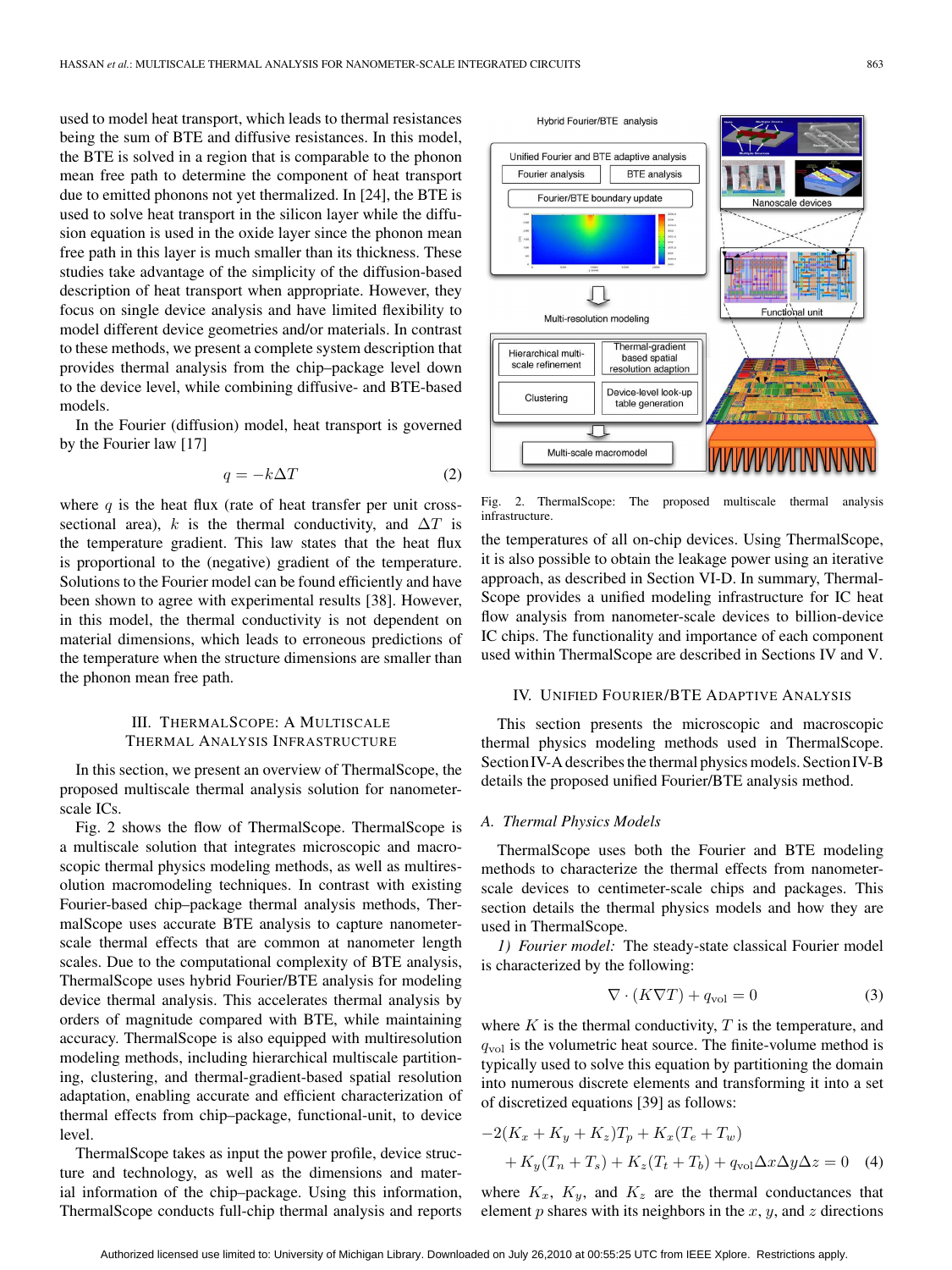used to model heat transport, which leads to thermal resistances being the sum of BTE and diffusive resistances. In this model, the BTE is solved in a region that is comparable to the phonon mean free path to determine the component of heat transport due to emitted phonons not yet thermalized. In [24], the BTE is used to solve heat transport in the silicon layer while the diffusion equation is used in the oxide layer since the phonon mean free path in this layer is much smaller than its thickness. These studies take advantage of the simplicity of the diffusion-based description of heat transport when appropriate. However, they focus on single device analysis and have limited flexibility to model different device geometries and/or materials. In contrast to these methods, we present a complete system description that provides thermal analysis from the chip–package level down to the device level, while combining diffusive- and BTE-based models.

In the Fourier (diffusion) model, heat transport is governed by the Fourier law [17]

$$q = -k\Delta T \tag{2}$$

where $q$ is the heat flux (rate of heat transfer per unit cross-sectional area), $k$ is the thermal conductivity, and $\Delta T$ is the temperature gradient. This law states that the heat flux is proportional to the (negative) gradient of the temperature. Solutions to the Fourier model can be found efficiently and have been shown to agree with experimental results [38]. However, in this model, the thermal conductivity is not dependent on material dimensions, which leads to erroneous predictions of the temperature when the structure dimensions are smaller than the phonon mean free path.

## III. ThermalScope: A Multiscale Thermal Analysis Infrastructure

In this section, we present an overview of ThermalScope, the proposed multiscale thermal analysis solution for nanometer-scale ICs.

Fig. 2 shows the flow of ThermalScope. ThermalScope is a multiscale solution that integrates microscopic and macroscopic thermal physics modeling methods, as well as multiresolution macromodeling techniques. In contrast with existing Fourier-based chip–package thermal analysis methods, ThermalScope uses accurate BTE analysis to capture nanometer-scale thermal effects that are common at nanometer length scales. Due to the computational complexity of BTE analysis, ThermalScope uses hybrid Fourier/BTE analysis for modeling device thermal analysis. This accelerates thermal analysis by orders of magnitude compared with BTE, while maintaining accuracy. ThermalScope is also equipped with multiresolution modeling methods, including hierarchical multiscale partitioning, clustering, and thermal-gradient-based spatial resolution adaptation, enabling accurate and efficient characterization of thermal effects from chip–package, functional-unit, to device level.

ThermalScope takes as input the power profile, device structure and technology, as well as the dimensions and material information of the chip–package. Using this information, ThermalScope conducts full-chip thermal analysis and reports the temperatures of all on-chip devices. Using ThermalScope, it is also possible to obtain the leakage power using an iterative approach, as described in Section VI-D. In summary, ThermalScope provides a unified modeling infrastructure for IC heat flow analysis from nanometer-scale devices to billion-device IC chips. The functionality and importance of each component used within ThermalScope are described in Sections IV and V.

Fig. 2. ThermalScope: The proposed multiscale thermal analysis infrastructure.

## IV. Unified Fourier/BTE Adaptive Analysis

This section presents the microscopic and macroscopic thermal physics modeling methods used in ThermalScope. Section IV-A describes the thermal physics models. Section IV-B details the proposed unified Fourier/BTE analysis method.

### A. Thermal Physics Models

ThermalScope uses both the Fourier and BTE modeling methods to characterize the thermal effects from nanometer-scale devices to centimeter-scale chips and packages. This section details the thermal physics models and how they are used in ThermalScope.

*1) Fourier model:* The steady-state classical Fourier model is characterized by the following:

$$\nabla \cdot (K\nabla T) + q_{\mathrm{vol}} = 0 \tag{3}$$

where $K$ is the thermal conductivity, $T$ is the temperature, and $q_{\mathrm{vol}}$ is the volumetric heat source. The finite-volume method is typically used to solve this equation by partitioning the domain into numerous discrete elements and transforming it into a set of discretized equations [39] as follows:

$$\begin{aligned} &-2(K_x + K_y + K_z)T_p + K_x(T_e + T_w) \\ &\quad + K_y(T_n + T_s) + K_z(T_t + T_b) + q_{\mathrm{vol}}\Delta x \Delta y \Delta z = 0 \end{aligned} \tag{4}$$

where $K_x$, $K_y$, and $K_z$ are the thermal conductances that element $p$ shares with its neighbors in the $x$, $y$, and $z$ directions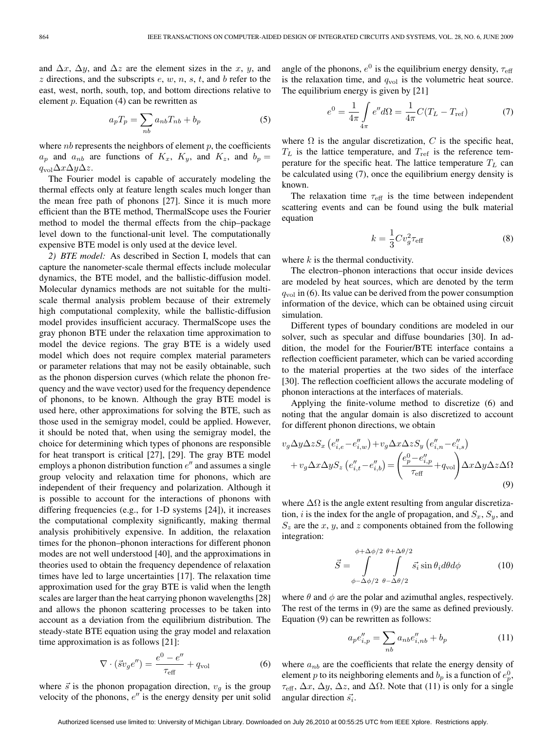and $\Delta x$, $\Delta y$, and $\Delta z$ are the element sizes in the $x$, $y$, and $z$ directions, and the subscripts $e$, $w$, $n$, $s$, $t$, and $b$ refer to the east, west, north, south, top, and bottom directions relative to element $p$. Equation (4) can be rewritten as

$$a_p T_p = \sum_{nb} a_{nb} T_{nb} + b_p \tag{5}$$

where $nb$ represents the neighbors of element $p$, the coefficients $a_p$ and $a_{nb}$ are functions of $K_x$, $K_y$, and $K_z$, and $b_p = q_{\text{vol}} \Delta x \Delta y \Delta z$.

The Fourier model is capable of accurately modeling the thermal effects only at feature length scales much longer than the mean free path of phonons [27]. Since it is much more efficient than the BTE method, ThermalScope uses the Fourier method to model the thermal effects from the chip–package level down to the functional-unit level. The computationally expensive BTE model is only used at the device level.

*2) BTE model:* As described in Section I, models that can capture the nanometer-scale thermal effects include molecular dynamics, the BTE model, and the ballistic-diffusion model. Molecular dynamics methods are not suitable for the multi-scale thermal analysis problem because of their extremely high computational complexity, while the ballistic-diffusion model provides insufficient accuracy. ThermalScope uses the gray phonon BTE under the relaxation time approximation to model the device regions. The gray BTE is a widely used model which does not require complex material parameters or parameter relations that may not be easily obtainable, such as the phonon dispersion curves (which relate the phonon frequency and the wave vector) used for the frequency dependence of phonons, to be known. Although the gray BTE model is used here, other approximations for solving the BTE, such as those used in the semigray model, could be applied. However, it should be noted that, when using the semigray model, the choice for determining which types of phonons are responsible for heat transport is critical [27], [29]. The gray BTE model employs a phonon distribution function $e''$ and assumes a single group velocity and relaxation time for phonons, which are independent of their frequency and polarization. Although it is possible to account for the interactions of phonons with differing frequencies (e.g., for 1-D systems [24]), it increases the computational complexity significantly, making thermal analysis prohibitively expensive. In addition, the relaxation times for the phonon–phonon interactions for different phonon modes are not well understood [40], and the approximations in theories used to obtain the frequency dependence of relaxation times have led to large uncertainties [17]. The relaxation time approximation used for the gray BTE is valid when the length scales are larger than the heat carrying phonon wavelengths [28] and allows the phonon scattering processes to be taken into account as a deviation from the equilibrium distribution. The steady-state BTE equation using the gray model and relaxation time approximation is as follows [21]:

$$\nabla \cdot (\vec{s} v_g e'') = \frac{e^0 - e''}{\tau_{\text{eff}}} + q_{\text{vol}} \tag{6}$$

where $\vec{s}$ is the phonon propagation direction, $v_g$ is the group velocity of the phonons, $e''$ is the energy density per unit solid angle of the phonons, $e^0$ is the equilibrium energy density, $\tau_{\text{eff}}$ is the relaxation time, and $q_{\text{vol}}$ is the volumetric heat source. The equilibrium energy is given by [21]

$$e^0 = \frac{1}{4\pi} \int_{4\pi} e'' d\Omega = \frac{1}{4\pi} C(T_L - T_{\text{ref}}) \tag{7}$$

where $\Omega$ is the angular discretization, $C$ is the specific heat, $T_L$ is the lattice temperature, and $T_{\text{ref}}$ is the reference temperature for the specific heat. The lattice temperature $T_L$ can be calculated using (7), once the equilibrium energy density is known.

The relaxation time $\tau_{\text{eff}}$ is the time between independent scattering events and can be found using the bulk material equation

$$k = \frac{1}{3} C v_g^2 \tau_{\text{eff}} \tag{8}$$

where $k$ is the thermal conductivity.

The electron–phonon interactions that occur inside devices are modeled by heat sources, which are denoted by the term $q_{\text{vol}}$ in (6). Its value can be derived from the power consumption information of the device, which can be obtained using circuit simulation.

Different types of boundary conditions are modeled in our solver, such as specular and diffuse boundaries [30]. In addition, the model for the Fourier/BTE interface contains a reflection coefficient parameter, which can be varied according to the material properties at the two sides of the interface [30]. The reflection coefficient allows the accurate modeling of phonon interactions at the interfaces of materials.

Applying the finite-volume method to discretize (6) and noting that the angular domain is also discretized to account for different phonon directions, we obtain

$$\begin{aligned} &v_g \Delta y \Delta z S_x \left(e''_{i,e} - e''_{i,w}\right) + v_g \Delta x \Delta z S_y \left(e''_{i,n} - e''_{i,s}\right) \\ &\quad + v_g \Delta x \Delta y S_z \left(e''_{i,t} - e''_{i,b}\right) = \left(\frac{e^0_p - e''_{i,p}}{\tau_{\text{eff}}} + q_{\text{vol}}\right) \Delta x \Delta y \Delta z \Delta \Omega \end{aligned} \tag{9}$$

where $\Delta\Omega$ is the angle extent resulting from angular discretization, $i$ is the index for the angle of propagation, and $S_x$, $S_y$, and $S_z$ are the $x$, $y$, and $z$ components obtained from the following integration:

$$\vec{S} = \int_{\phi - \Delta\phi/2}^{\phi + \Delta\phi/2} \int_{\theta - \Delta\theta/2}^{\theta + \Delta\theta/2} \vec{s_i} \sin\theta_i d\theta d\phi \tag{10}$$

where $\theta$ and $\phi$ are the polar and azimuthal angles, respectively. The rest of the terms in (9) are the same as defined previously. Equation (9) can be rewritten as follows:

$$a_p e''_{i,p} = \sum_{nb} a_{nb} e''_{i,nb} + b_p \tag{11}$$

where $a_{nb}$ are the coefficients that relate the energy density of element $p$ to its neighboring elements and $b_p$ is a function of $e^0_p$, $\tau_{\text{eff}}$, $\Delta x$, $\Delta y$, $\Delta z$, and $\Delta\Omega$. Note that (11) is only for a single angular direction $\vec{s_i}$.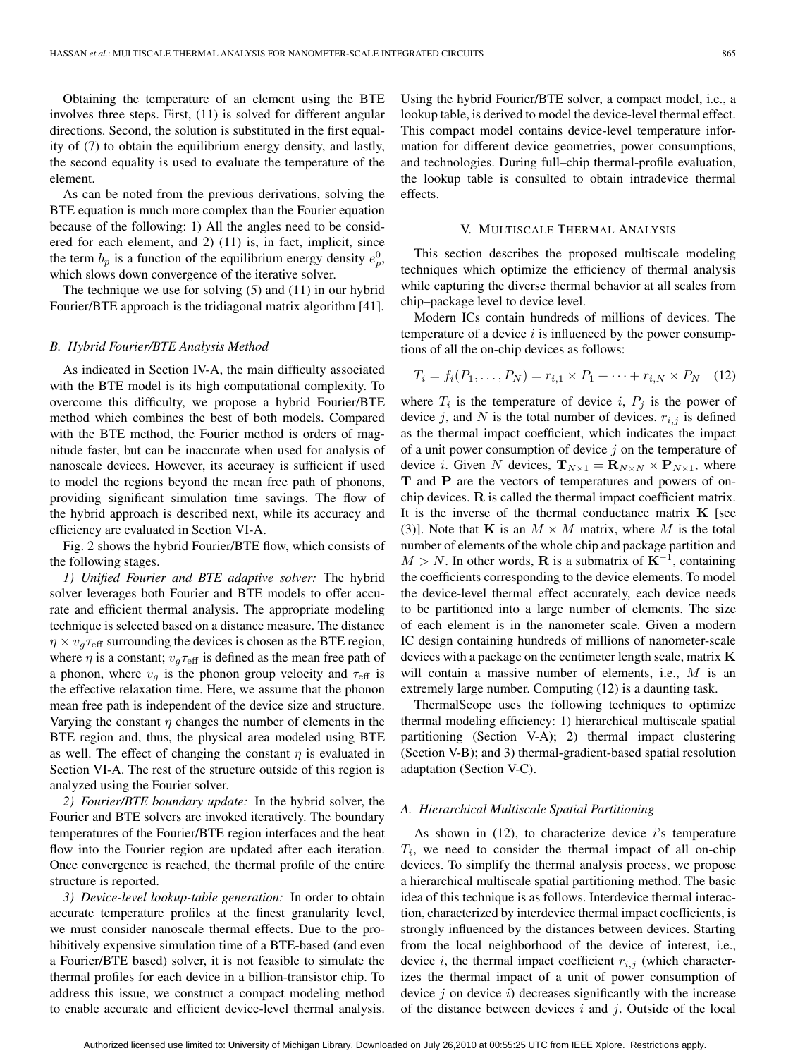Obtaining the temperature of an element using the BTE involves three steps. First, (11) is solved for different angular directions. Second, the solution is substituted in the first equality of (7) to obtain the equilibrium energy density, and lastly, the second equality is used to evaluate the temperature of the element.

As can be noted from the previous derivations, solving the BTE equation is much more complex than the Fourier equation because of the following: 1) All the angles need to be considered for each element, and 2) (11) is, in fact, implicit, since the term $b_p$ is a function of the equilibrium energy density $e_p^0$, which slows down convergence of the iterative solver.

The technique we use for solving (5) and (11) in our hybrid Fourier/BTE approach is the tridiagonal matrix algorithm [41].

### B. Hybrid Fourier/BTE Analysis Method

As indicated in Section IV-A, the main difficulty associated with the BTE model is its high computational complexity. To overcome this difficulty, we propose a hybrid Fourier/BTE method which combines the best of both models. Compared with the BTE method, the Fourier method is orders of magnitude faster, but can be inaccurate when used for analysis of nanoscale devices. However, its accuracy is sufficient if used to model the regions beyond the mean free path of phonons, providing significant simulation time savings. The flow of the hybrid approach is described next, while its accuracy and efficiency are evaluated in Section VI-A.

Fig. 2 shows the hybrid Fourier/BTE flow, which consists of the following stages.

*1) Unified Fourier and BTE adaptive solver:* The hybrid solver leverages both Fourier and BTE models to offer accurate and efficient thermal analysis. The appropriate modeling technique is selected based on a distance measure. The distance $\eta \times v_g \tau_{\text{eff}}$ surrounding the devices is chosen as the BTE region, where $\eta$ is a constant; $v_g \tau_{\text{eff}}$ is defined as the mean free path of a phonon, where $v_g$ is the phonon group velocity and $\tau_{\text{eff}}$ is the effective relaxation time. Here, we assume that the phonon mean free path is independent of the device size and structure. Varying the constant $\eta$ changes the number of elements in the BTE region and, thus, the physical area modeled using BTE as well. The effect of changing the constant $\eta$ is evaluated in Section VI-A. The rest of the structure outside of this region is analyzed using the Fourier solver.

*2) Fourier/BTE boundary update:* In the hybrid solver, the Fourier and BTE solvers are invoked iteratively. The boundary temperatures of the Fourier/BTE region interfaces and the heat flow into the Fourier region are updated after each iteration. Once convergence is reached, the thermal profile of the entire structure is reported.

*3) Device-level lookup-table generation:* In order to obtain accurate temperature profiles at the finest granularity level, we must consider nanoscale thermal effects. Due to the prohibitively expensive simulation time of a BTE-based (and even a Fourier/BTE based) solver, it is not feasible to simulate the thermal profiles for each device in a billion-transistor chip. To address this issue, we construct a compact modeling method to enable accurate and efficient device-level thermal analysis. Using the hybrid Fourier/BTE solver, a compact model, i.e., a lookup table, is derived to model the device-level thermal effect. This compact model contains device-level temperature information for different device geometries, power consumptions, and technologies. During full–chip thermal-profile evaluation, the lookup table is consulted to obtain intradevice thermal effects.

## V. Multiscale Thermal Analysis

This section describes the proposed multiscale modeling techniques which optimize the efficiency of thermal analysis while capturing the diverse thermal behavior at all scales from chip–package level to device level.

Modern ICs contain hundreds of millions of devices. The temperature of a device $i$ is influenced by the power consumptions of all the on-chip devices as follows:

$$T_i = f_i(P_1, \ldots, P_N) = r_{i,1} \times P_1 + \cdots + r_{i,N} \times P_N \quad (12)$$

where $T_i$ is the temperature of device $i$, $P_j$ is the power of device $j$, and $N$ is the total number of devices. $r_{i,j}$ is defined as the thermal impact coefficient, which indicates the impact of a unit power consumption of device $j$ on the temperature of device $i$. Given $N$ devices, $\mathbf{T}_{N\times 1} = \mathbf{R}_{N\times N} \times \mathbf{P}_{N\times 1}$, where $\mathbf{T}$ and $\mathbf{P}$ are the vectors of temperatures and powers of on-chip devices. $\mathbf{R}$ is called the thermal impact coefficient matrix. It is the inverse of the thermal conductance matrix $\mathbf{K}$ [see (3)]. Note that $\mathbf{K}$ is an $M \times M$ matrix, where $M$ is the total number of elements of the whole chip and package partition and $M > N$. In other words, $\mathbf{R}$ is a submatrix of $\mathbf{K}^{-1}$, containing the coefficients corresponding to the device elements. To model the device-level thermal effect accurately, each device needs to be partitioned into a large number of elements. The size of each element is in the nanometer scale. Given a modern IC design containing hundreds of millions of nanometer-scale devices with a package on the centimeter length scale, matrix $\mathbf{K}$ will contain a massive number of elements, i.e., $M$ is an extremely large number. Computing (12) is a daunting task.

ThermalScope uses the following techniques to optimize thermal modeling efficiency: 1) hierarchical multiscale spatial partitioning (Section V-A); 2) thermal impact clustering (Section V-B); and 3) thermal-gradient-based spatial resolution adaptation (Section V-C).

### A. Hierarchical Multiscale Spatial Partitioning

As shown in (12), to characterize device $i$'s temperature $T_i$, we need to consider the thermal impact of all on-chip devices. To simplify the thermal analysis process, we propose a hierarchical multiscale spatial partitioning method. The basic idea of this technique is as follows. Interdevice thermal interaction, characterized by interdevice thermal impact coefficients, is strongly influenced by the distances between devices. Starting from the local neighborhood of the device of interest, i.e., device $i$, the thermal impact coefficient $r_{i,j}$ (which characterizes the thermal impact of a unit of power consumption of device $j$ on device $i$) decreases significantly with the increase of the distance between devices $i$ and $j$. Outside of the local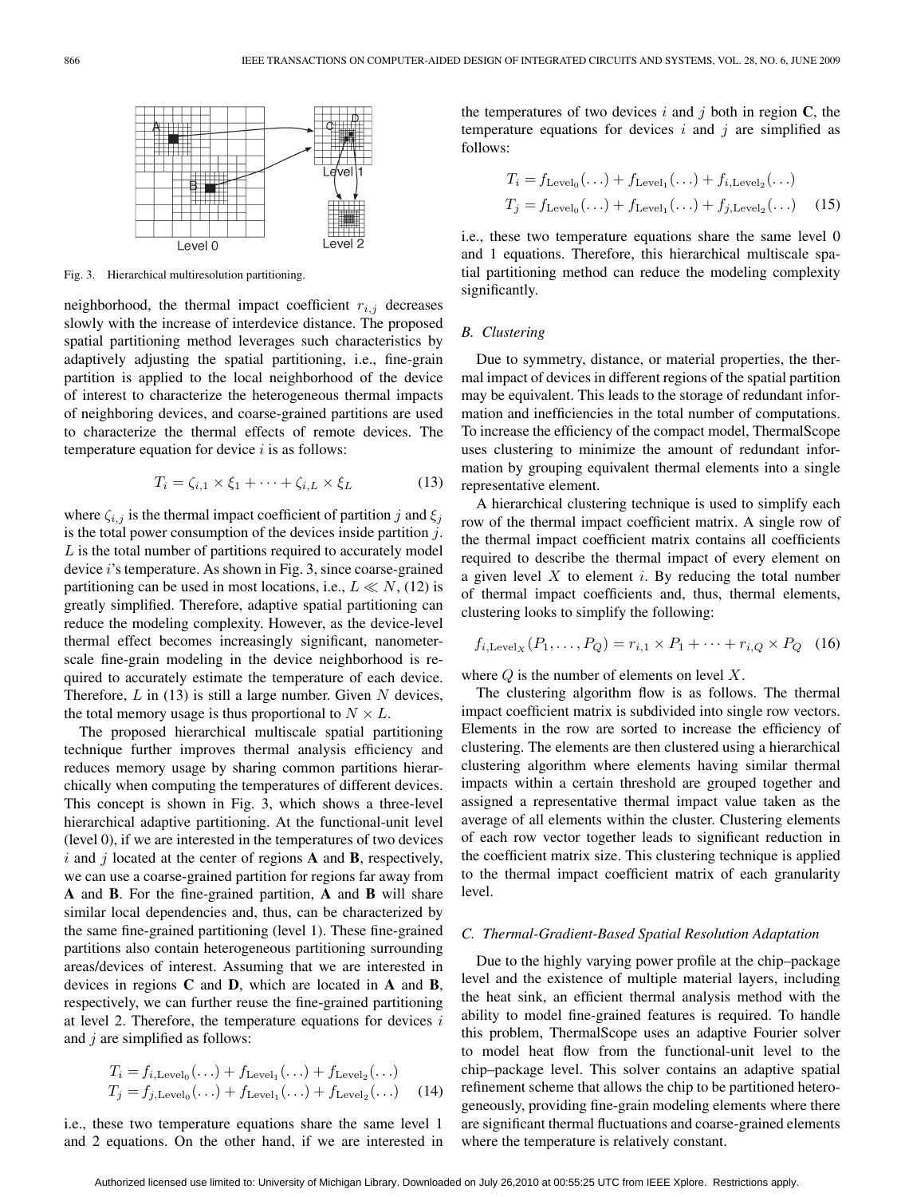A
C
D
B
Level 0
Level 1
Level 2

Fig. 3. Hierarchical multiresolution partitioning.

neighborhood, the thermal impact coefficient $r_{i,j}$ decreases slowly with the increase of interdevice distance. The proposed spatial partitioning method leverages such characteristics by adaptively adjusting the spatial partitioning, i.e., fine-grain partition is applied to the local neighborhood of the device of interest to characterize the heterogeneous thermal impacts of neighboring devices, and coarse-grained partitions are used to characterize the thermal effects of remote devices. The temperature equation for device $i$ is as follows:

$$T_i = \zeta_{i,1} \times \xi_1 + \cdots + \zeta_{i,L} \times \xi_L \tag{13}$$

where $\zeta_{i,j}$ is the thermal impact coefficient of partition $j$ and $\xi_j$ is the total power consumption of the devices inside partition $j$. $L$ is the total number of partitions required to accurately model device $i$'s temperature. As shown in Fig. 3, since coarse-grained partitioning can be used in most locations, i.e., $L \ll N$, (12) is greatly simplified. Therefore, adaptive spatial partitioning can reduce the modeling complexity. However, as the device-level thermal effect becomes increasingly significant, nanometer-scale fine-grain modeling in the device neighborhood is required to accurately estimate the temperature of each device. Therefore, $L$ in (13) is still a large number. Given $N$ devices, the total memory usage is thus proportional to $N \times L$.

The proposed hierarchical multiscale spatial partitioning technique further improves thermal analysis efficiency and reduces memory usage by sharing common partitions hierarchically when computing the temperatures of different devices. This concept is shown in Fig. 3, which shows a three-level hierarchical adaptive partitioning. At the functional-unit level (level 0), if we are interested in the temperatures of two devices $i$ and $j$ located at the center of regions **A** and **B**, respectively, we can use a coarse-grained partition for regions far away from **A** and **B**. For the fine-grained partition, **A** and **B** will share similar local dependencies and, thus, can be characterized by the same fine-grained partitioning (level 1). These fine-grained partitions also contain heterogeneous partitioning surrounding areas/devices of interest. Assuming that we are interested in devices in regions **C** and **D**, which are located in **A** and **B**, respectively, we can further reuse the fine-grained partitioning at level 2. Therefore, the temperature equations for devices $i$ and $j$ are simplified as follows:

$$\begin{aligned} T_i &= f_{i,\text{Level}_0}(\ldots) + f_{\text{Level}_1}(\ldots) + f_{\text{Level}_2}(\ldots) \\ T_j &= f_{j,\text{Level}_0}(\ldots) + f_{\text{Level}_1}(\ldots) + f_{\text{Level}_2}(\ldots) \end{aligned} \tag{14}$$

i.e., these two temperature equations share the same level 1 and 2 equations. On the other hand, if we are interested in the temperatures of two devices $i$ and $j$ both in region **C**, the temperature equations for devices $i$ and $j$ are simplified as follows:

$$\begin{aligned} T_i &= f_{\text{Level}_0}(\ldots) + f_{\text{Level}_1}(\ldots) + f_{i,\text{Level}_2}(\ldots) \\ T_j &= f_{\text{Level}_0}(\ldots) + f_{\text{Level}_1}(\ldots) + f_{j,\text{Level}_2}(\ldots) \end{aligned} \tag{15}$$

i.e., these two temperature equations share the same level 0 and 1 equations. Therefore, this hierarchical multiscale spatial partitioning method can reduce the modeling complexity significantly.

### *B. Clustering*

Due to symmetry, distance, or material properties, the thermal impact of devices in different regions of the spatial partition may be equivalent. This leads to the storage of redundant information and inefficiencies in the total number of computations. To increase the efficiency of the compact model, ThermalScope uses clustering to minimize the amount of redundant information by grouping equivalent thermal elements into a single representative element.

A hierarchical clustering technique is used to simplify each row of the thermal impact coefficient matrix. A single row of the thermal impact coefficient matrix contains all coefficients required to describe the thermal impact of every element on a given level $X$ to element $i$. By reducing the total number of thermal impact coefficients and, thus, thermal elements, clustering looks to simplify the following:

$$f_{i,\text{Level}_X}(P_1, \ldots, P_Q) = r_{i,1} \times P_1 + \cdots + r_{i,Q} \times P_Q \tag{16}$$

where $Q$ is the number of elements on level $X$.

The clustering algorithm flow is as follows. The thermal impact coefficient matrix is subdivided into single row vectors. Elements in the row are sorted to increase the efficiency of clustering. The elements are then clustered using a hierarchical clustering algorithm where elements having similar thermal impacts within a certain threshold are grouped together and assigned a representative thermal impact value taken as the average of all elements within the cluster. Clustering elements of each row vector together leads to significant reduction in the coefficient matrix size. This clustering technique is applied to the thermal impact coefficient matrix of each granularity level.

### *C. Thermal-Gradient-Based Spatial Resolution Adaptation*

Due to the highly varying power profile at the chip–package level and the existence of multiple material layers, including the heat sink, an efficient thermal analysis method with the ability to model fine-grained features is required. To handle this problem, ThermalScope uses an adaptive Fourier solver to model heat flow from the functional-unit level to the chip–package level. This solver contains an adaptive spatial refinement scheme that allows the chip to be partitioned heterogeneously, providing fine-grain modeling elements where there are significant thermal fluctuations and coarse-grained elements where the temperature is relatively constant.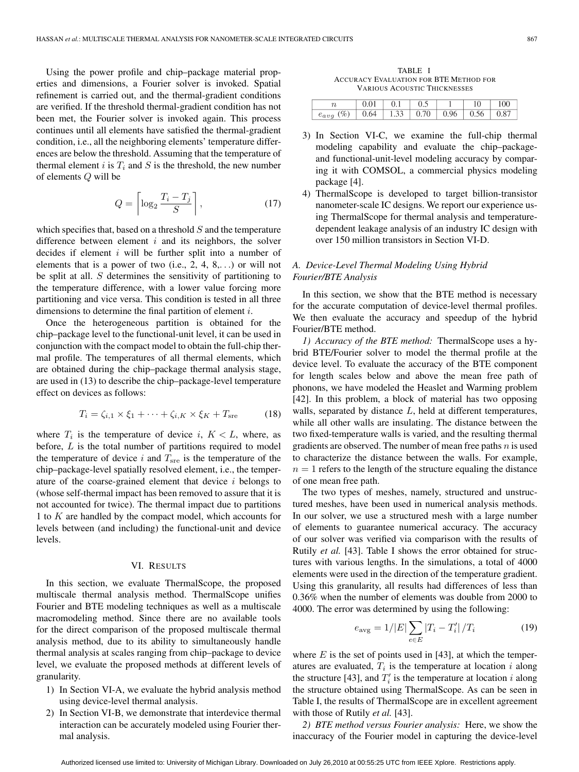Using the power profile and chip–package material properties and dimensions, a Fourier solver is invoked. Spatial refinement is carried out, and the thermal-gradient conditions are verified. If the threshold thermal-gradient condition has not been met, the Fourier solver is invoked again. This process continues until all elements have satisfied the thermal-gradient condition, i.e., all the neighboring elements' temperature differences are below the threshold. Assuming that the temperature of thermal element $i$ is $T_i$ and $S$ is the threshold, the new number of elements $Q$ will be

$$Q = \left\lceil \log_2 \frac{T_i - T_j}{S} \right\rceil, \tag{17}$$

which specifies that, based on a threshold $S$ and the temperature difference between element $i$ and its neighbors, the solver decides if element $i$ will be further split into a number of elements that is a power of two (i.e., 2, 4, 8,...) or will not be split at all. $S$ determines the sensitivity of partitioning to the temperature difference, with a lower value forcing more partitioning and vice versa. This condition is tested in all three dimensions to determine the final partition of element $i$.

Once the heterogeneous partition is obtained for the chip–package level to the functional-unit level, it can be used in conjunction with the compact model to obtain the full-chip thermal profile. The temperatures of all thermal elements, which are obtained during the chip–package thermal analysis stage, are used in (13) to describe the chip–package-level temperature effect on devices as follows:

$$T_i = \zeta_{i,1} \times \xi_1 + \cdots + \zeta_{i,K} \times \xi_K + T_{\text{sre}} \tag{18}$$

where $T_i$ is the temperature of device $i$, $K < L$, where, as before, $L$ is the total number of partitions required to model the temperature of device $i$ and $T_{\text{sre}}$ is the temperature of the chip–package-level spatially resolved element, i.e., the temperature of the coarse-grained element that device $i$ belongs to (whose self-thermal impact has been removed to assure that it is not accounted for twice). The thermal impact due to partitions 1 to $K$ are handled by the compact model, which accounts for levels between (and including) the functional-unit and device levels.

## VI. Results

In this section, we evaluate ThermalScope, the proposed multiscale thermal analysis method. ThermalScope unifies Fourier and BTE modeling techniques as well as a multiscale macromodeling method. Since there are no available tools for the direct comparison of the proposed multiscale thermal analysis method, due to its ability to simultaneously handle thermal analysis at scales ranging from chip–package to device level, we evaluate the proposed methods at different levels of granularity.

1) In Section VI-A, we evaluate the hybrid analysis method using device-level thermal analysis.
2) In Section VI-B, we demonstrate that interdevice thermal interaction can be accurately modeled using Fourier thermal analysis.
3) In Section VI-C, we examine the full-chip thermal modeling capability and evaluate the chip–package- and functional-unit-level modeling accuracy by comparing it with COMSOL, a commercial physics modeling package [4].
4) ThermalScope is developed to target billion-transistor nanometer-scale IC designs. We report our experience using ThermalScope for thermal analysis and temperature-dependent leakage analysis of an industry IC design with over 150 million transistors in Section VI-D.

TABLE I
Accuracy Evaluation for BTE Method for Various Acoustic Thicknesses

| $n$ | 0.01 | 0.1 | 0.5 | 1 | 10 | 100 |
|---|---|---|---|---|---|---|
| $e_{avg}$ (%) | 0.64 | 1.33 | 0.70 | 0.96 | 0.56 | 0.87 |

### A. Device-Level Thermal Modeling Using Hybrid Fourier/BTE Analysis

In this section, we show that the BTE method is necessary for the accurate computation of device-level thermal profiles. We then evaluate the accuracy and speedup of the hybrid Fourier/BTE method.

*1) Accuracy of the BTE method:* ThermalScope uses a hybrid BTE/Fourier solver to model the thermal profile at the device level. To evaluate the accuracy of the BTE component for length scales below and above the mean free path of phonons, we have modeled the Heaslet and Warming problem [42]. In this problem, a block of material has two opposing walls, separated by distance $L$, held at different temperatures, while all other walls are insulating. The distance between the two fixed-temperature walls is varied, and the resulting thermal gradients are observed. The number of mean free paths $n$ is used to characterize the distance between the walls. For example, $n = 1$ refers to the length of the structure equaling the distance of one mean free path.

The two types of meshes, namely, structured and unstructured meshes, have been used in numerical analysis methods. In our solver, we use a structured mesh with a large number of elements to guarantee numerical accuracy. The accuracy of our solver was verified via comparison with the results of Rutily *et al.* [43]. Table I shows the error obtained for structures with various lengths. In the simulations, a total of 4000 elements were used in the direction of the temperature gradient. Using this granularity, all results had differences of less than 0.36% when the number of elements was double from 2000 to 4000. The error was determined by using the following:

$$e_{\text{avg}} = 1/|E| \sum_{e \in E} |T_i - T_i'| / T_i \tag{19}$$

where $E$ is the set of points used in [43], at which the temperatures are evaluated, $T_i$ is the temperature at location $i$ along the structure [43], and $T_i'$ is the temperature at location $i$ along the structure obtained using ThermalScope. As can be seen in Table I, the results of ThermalScope are in excellent agreement with those of Rutily *et al.* [43].

*2) BTE method versus Fourier analysis:* Here, we show the inaccuracy of the Fourier model in capturing the device-level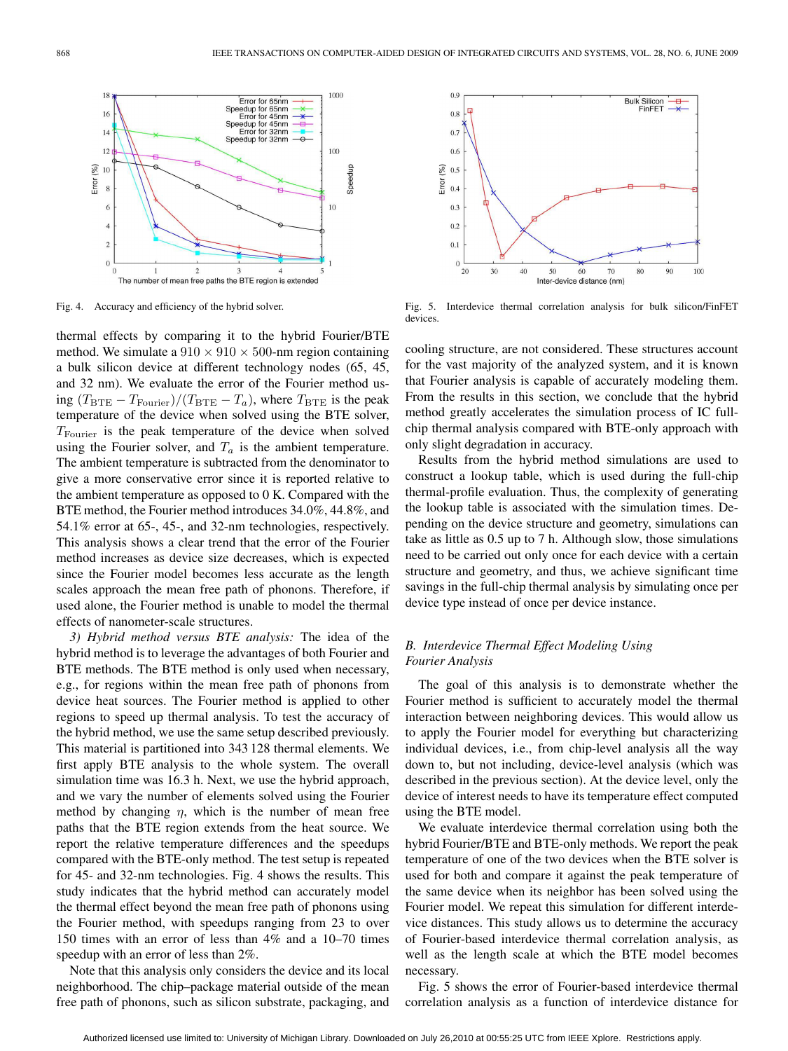Fig. 4. Accuracy and efficiency of the hybrid solver.

Fig. 5. Interdevice thermal correlation analysis for bulk silicon/FinFET devices.

thermal effects by comparing it to the hybrid Fourier/BTE method. We simulate a $910 \times 910 \times 500$-nm region containing a bulk silicon device at different technology nodes (65, 45, and 32 nm). We evaluate the error of the Fourier method using $(T_{\text{BTE}} - T_{\text{Fourier}})/(T_{\text{BTE}} - T_a)$, where $T_{\text{BTE}}$ is the peak temperature of the device when solved using the BTE solver, $T_{\text{Fourier}}$ is the peak temperature of the device when solved using the Fourier solver, and $T_a$ is the ambient temperature. The ambient temperature is subtracted from the denominator to give a more conservative error since it is reported relative to the ambient temperature as opposed to 0 K. Compared with the BTE method, the Fourier method introduces 34.0%, 44.8%, and 54.1% error at 65-, 45-, and 32-nm technologies, respectively. This analysis shows a clear trend that the error of the Fourier method increases as device size decreases, which is expected since the Fourier model becomes less accurate as the length scales approach the mean free path of phonons. Therefore, if used alone, the Fourier method is unable to model the thermal effects of nanometer-scale structures.

*3) Hybrid method versus BTE analysis:* The idea of the hybrid method is to leverage the advantages of both Fourier and BTE methods. The BTE method is only used when necessary, e.g., for regions within the mean free path of phonons from device heat sources. The Fourier method is applied to other regions to speed up thermal analysis. To test the accuracy of the hybrid method, we use the same setup described previously. This material is partitioned into 343 128 thermal elements. We first apply BTE analysis to the whole system. The overall simulation time was 16.3 h. Next, we use the hybrid approach, and we vary the number of elements solved using the Fourier method by changing $\eta$, which is the number of mean free paths that the BTE region extends from the heat source. We report the relative temperature differences and the speedups compared with the BTE-only method. The test setup is repeated for 45- and 32-nm technologies. Fig. 4 shows the results. This study indicates that the hybrid method can accurately model the thermal effect beyond the mean free path of phonons using the Fourier method, with speedups ranging from 23 to over 150 times with an error of less than 4% and a 10–70 times speedup with an error of less than 2%.

Note that this analysis only considers the device and its local neighborhood. The chip–package material outside of the mean free path of phonons, such as silicon substrate, packaging, and cooling structure, are not considered. These structures account for the vast majority of the analyzed system, and it is known that Fourier analysis is capable of accurately modeling them. From the results in this section, we conclude that the hybrid method greatly accelerates the simulation process of IC full-chip thermal analysis compared with BTE-only approach with only slight degradation in accuracy.

Results from the hybrid method simulations are used to construct a lookup table, which is used during the full-chip thermal-profile evaluation. Thus, the complexity of generating the lookup table is associated with the simulation times. Depending on the device structure and geometry, simulations can take as little as 0.5 up to 7 h. Although slow, those simulations need to be carried out only once for each device with a certain structure and geometry, and thus, we achieve significant time savings in the full-chip thermal analysis by simulating once per device type instead of once per device instance.

## B. Interdevice Thermal Effect Modeling Using Fourier Analysis

The goal of this analysis is to demonstrate whether the Fourier method is sufficient to accurately model the thermal interaction between neighboring devices. This would allow us to apply the Fourier model for everything but characterizing individual devices, i.e., from chip-level analysis all the way down to, but not including, device-level analysis (which was described in the previous section). At the device level, only the device of interest needs to have its temperature effect computed using the BTE model.

We evaluate interdevice thermal correlation using both the hybrid Fourier/BTE and BTE-only methods. We report the peak temperature of one of the two devices when the BTE solver is used for both and compare it against the peak temperature of the same device when its neighbor has been solved using the Fourier model. We repeat this simulation for different interdevice distances. This study allows us to determine the accuracy of Fourier-based interdevice thermal correlation analysis, as well as the length scale at which the BTE model becomes necessary.

Fig. 5 shows the error of Fourier-based interdevice thermal correlation analysis as a function of interdevice distance for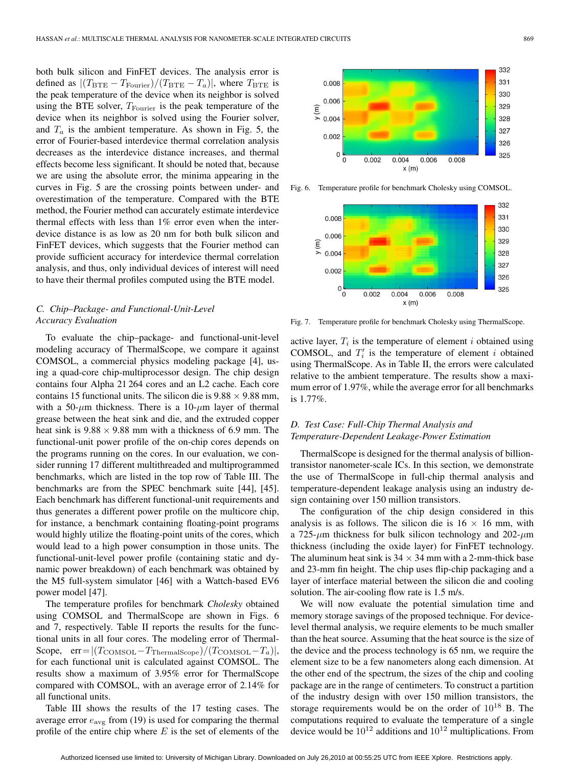both bulk silicon and FinFET devices. The analysis error is defined as $|(T_{\text{BTE}} - T_{\text{Fourier}})/(T_{\text{BTE}} - T_a)|$, where $T_{\text{BTE}}$ is the peak temperature of the device when its neighbor is solved using the BTE solver, $T_{\text{Fourier}}$ is the peak temperature of the device when its neighbor is solved using the Fourier solver, and $T_a$ is the ambient temperature. As shown in Fig. 5, the error of Fourier-based interdevice thermal correlation analysis decreases as the interdevice distance increases, and thermal effects become less significant. It should be noted that, because we are using the absolute error, the minima appearing in the curves in Fig. 5 are the crossing points between under- and overestimation of the temperature. Compared with the BTE method, the Fourier method can accurately estimate interdevice thermal effects with less than 1% error even when the interdevice distance is as low as 20 nm for both bulk silicon and FinFET devices, which suggests that the Fourier method can provide sufficient accuracy for interdevice thermal correlation analysis, and thus, only individual devices of interest will need to have their thermal profiles computed using the BTE model.

### *C. Chip–Package- and Functional-Unit-Level Accuracy Evaluation*

To evaluate the chip–package- and functional-unit-level modeling accuracy of ThermalScope, we compare it against COMSOL, a commercial physics modeling package [4], using a quad-core chip-multiprocessor design. The chip design contains four Alpha 21 264 cores and an L2 cache. Each core contains 15 functional units. The silicon die is 9.88 × 9.88 mm, with a 50-$\mu$m thickness. There is a 10-$\mu$m layer of thermal grease between the heat sink and die, and the extruded copper heat sink is 9.88 × 9.88 mm with a thickness of 6.9 mm. The functional-unit power profile of the on-chip cores depends on the programs running on the cores. In our evaluation, we consider running 17 different multithreaded and multiprogrammed benchmarks, which are listed in the top row of Table III. The benchmarks are from the SPEC benchmark suite [44], [45]. Each benchmark has different functional-unit requirements and thus generates a different power profile on the multicore chip, for instance, a benchmark containing floating-point programs would highly utilize the floating-point units of the cores, which would lead to a high power consumption in those units. The functional-unit-level power profile (containing static and dynamic power breakdown) of each benchmark was obtained by the M5 full-system simulator [46] with a Wattch-based EV6 power model [47].

The temperature profiles for benchmark *Cholesky* obtained using COMSOL and ThermalScope are shown in Figs. 6 and 7, respectively. Table II reports the results for the functional units in all four cores. The modeling error of ThermalScope, $\text{err} = |(T_{\text{COMSOL}} - T_{\text{ThermalScope}})/(T_{\text{COMSOL}} - T_a)|$, for each functional unit is calculated against COMSOL. The results show a maximum of 3.95% error for ThermalScope compared with COMSOL, with an average error of 2.14% for all functional units.

Table III shows the results of the 17 testing cases. The average error $e_{\text{avg}}$ from (19) is used for comparing the thermal profile of the entire chip where $E$ is the set of elements of the active layer, $T_i$ is the temperature of element $i$ obtained using COMSOL, and $T_i'$ is the temperature of element $i$ obtained using ThermalScope. As in Table II, the errors were calculated relative to the ambient temperature. The results show a maximum error of 1.97%, while the average error for all benchmarks is 1.77%.

Fig. 6. Temperature profile for benchmark Cholesky using COMSOL.

Fig. 7. Temperature profile for benchmark Cholesky using ThermalScope.

### *D. Test Case: Full-Chip Thermal Analysis and Temperature-Dependent Leakage-Power Estimation*

ThermalScope is designed for the thermal analysis of billion-transistor nanometer-scale ICs. In this section, we demonstrate the use of ThermalScope in full-chip thermal analysis and temperature-dependent leakage analysis using an industry design containing over 150 million transistors.

The configuration of the chip design considered in this analysis is as follows. The silicon die is 16 × 16 mm, with a 725-$\mu$m thickness for bulk silicon technology and 202-$\mu$m thickness (including the oxide layer) for FinFET technology. The aluminum heat sink is 34 × 34 mm with a 2-mm-thick base and 23-mm fin height. The chip uses flip-chip packaging and a layer of interface material between the silicon die and cooling solution. The air-cooling flow rate is 1.5 m/s.

We will now evaluate the potential simulation time and memory storage savings of the proposed technique. For device-level thermal analysis, we require elements to be much smaller than the heat source. Assuming that the heat source is the size of the device and the process technology is 65 nm, we require the element size to be a few nanometers along each dimension. At the other end of the spectrum, the sizes of the chip and cooling package are in the range of centimeters. To construct a partition of the industry design with over 150 million transistors, the storage requirements would be on the order of $10^{18}$ B. The computations required to evaluate the temperature of a single device would be $10^{12}$ additions and $10^{12}$ multiplications. From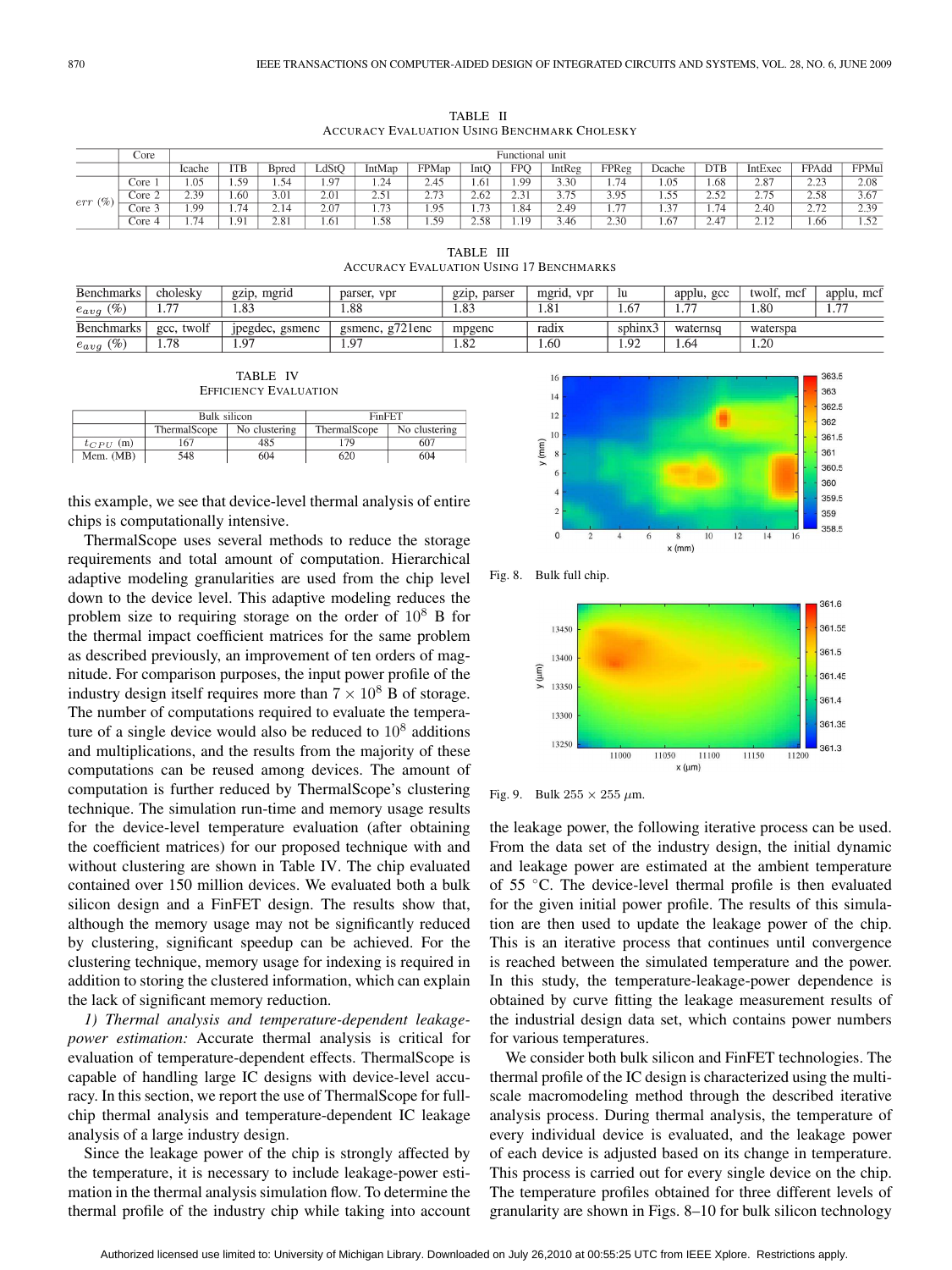TABLE II
ACCURACY EVALUATION USING BENCHMARK CHOLESKY

| | Core | Functional unit | | | | | | | | | | | | | | |
|---|---|---|---|---|---|---|---|---|---|---|---|---|---|---|---|---|
| | | Icache | ITB | Bpred | LdStQ | IntMap | FPMap | IntQ | FPQ | IntReg | FPReg | Dcache | DTB | IntExec | FPAdd | FPMul |
| $err$ (%) | Core 1 | 1.05 | 1.59 | 1.54 | 1.97 | 1.24 | 2.45 | 1.61 | 1.99 | 3.30 | 1.74 | 1.05 | 1.68 | 2.87 | 2.23 | 2.08 |
| | Core 2 | 2.39 | 1.60 | 3.01 | 2.01 | 2.51 | 2.73 | 2.62 | 2.31 | 3.75 | 3.95 | 1.55 | 2.52 | 2.75 | 2.58 | 3.67 |
| | Core 3 | 1.99 | 1.74 | 2.14 | 2.07 | 1.73 | 1.95 | 1.73 | 1.84 | 2.49 | 1.77 | 1.37 | 1.74 | 2.40 | 2.72 | 2.39 |
| | Core 4 | 1.74 | 1.91 | 2.81 | 1.61 | 1.58 | 1.59 | 2.58 | 1.19 | 3.46 | 2.30 | 1.67 | 2.47 | 2.12 | 1.66 | 1.52 |

TABLE III
ACCURACY EVALUATION USING 17 BENCHMARKS

| Benchmarks | cholesky | gzip, mgrid | parser, vpr | gzip, parser | mgrid, vpr | lu | applu, gcc | twolf, mcf | applu, mcf |
|---|---|---|---|---|---|---|---|---|---|
| $e_{avg}$ (%) | 1.77 | 1.83 | 1.88 | 1.83 | 1.81 | 1.67 | 1.77 | 1.80 | 1.77 |
| Benchmarks | gcc, twolf | jpegdec, gsmenc | gsmenc, g721enc | mpgenc | radix | sphinx3 | watersnq | waterspa | |
| $e_{avg}$ (%) | 1.78 | 1.97 | 1.97 | 1.82 | 1.60 | 1.92 | 1.64 | 1.20 | |

TABLE IV
EFFICIENCY EVALUATION

| | Bulk silicon | | FinFET | |
|---|---|---|---|---|
| | ThermalScope | No clustering | ThermalScope | No clustering |
| $t_{CPU}$ (m) | 167 | 485 | 179 | 607 |
| Mem. (MB) | 548 | 604 | 620 | 604 |

this example, we see that device-level thermal analysis of entire chips is computationally intensive.

ThermalScope uses several methods to reduce the storage requirements and total amount of computation. Hierarchical adaptive modeling granularities are used from the chip level down to the device level. This adaptive modeling reduces the problem size to requiring storage on the order of $10^8$ B for the thermal impact coefficient matrices for the same problem as described previously, an improvement of ten orders of magnitude. For comparison purposes, the input power profile of the industry design itself requires more than $7 \times 10^8$ B of storage. The number of computations required to evaluate the temperature of a single device would also be reduced to $10^8$ additions and multiplications, and the results from the majority of these computations can be reused among devices. The amount of computation is further reduced by ThermalScope's clustering technique. The simulation run-time and memory usage results for the device-level temperature evaluation (after obtaining the coefficient matrices) for our proposed technique with and without clustering are shown in Table IV. The chip evaluated contained over 150 million devices. We evaluated both a bulk silicon design and a FinFET design. The results show that, although the memory usage may not be significantly reduced by clustering, significant speedup can be achieved. For the clustering technique, memory usage for indexing is required in addition to storing the clustered information, which can explain the lack of significant memory reduction.

*1) Thermal analysis and temperature-dependent leakage-power estimation:* Accurate thermal analysis is critical for evaluation of temperature-dependent effects. ThermalScope is capable of handling large IC designs with device-level accuracy. In this section, we report the use of ThermalScope for full-chip thermal analysis and temperature-dependent IC leakage analysis of a large industry design.

Since the leakage power of the chip is strongly affected by the temperature, it is necessary to include leakage-power estimation in the thermal analysis simulation flow. To determine the thermal profile of the industry chip while taking into account the leakage power, the following iterative process can be used. From the data set of the industry design, the initial dynamic and leakage power are estimated at the ambient temperature of 55 °C. The device-level thermal profile is then evaluated for the given initial power profile. The results of this simulation are then used to update the leakage power of the chip. This is an iterative process that continues until convergence is reached between the simulated temperature and the power. In this study, the temperature-leakage-power dependence is obtained by curve fitting the leakage measurement results of the industrial design data set, which contains power numbers for various temperatures.

16
14
12
10
8
6
4
2
0
y (mm)
0 2 4 6 8 10 12 14 16
x (mm)
363.5
363
362.5
362
361.5
361
360.5
360
359.5
359
358.5

Fig. 8. Bulk full chip.

13450
13400
13350
13300
13250
y (μm)
11000 11050 11100 11150 11200
x (μm)
361.6
361.55
361.5
361.45
361.4
361.35
361.3

Fig. 9. Bulk 255 × 255 $\mu$m.

We consider both bulk silicon and FinFET technologies. The thermal profile of the IC design is characterized using the multi-scale macromodeling method through the described iterative analysis process. During thermal analysis, the temperature of every individual device is evaluated, and the leakage power of each device is adjusted based on its change in temperature. This process is carried out for every single device on the chip. The temperature profiles obtained for three different levels of granularity are shown in Figs. 8–10 for bulk silicon technology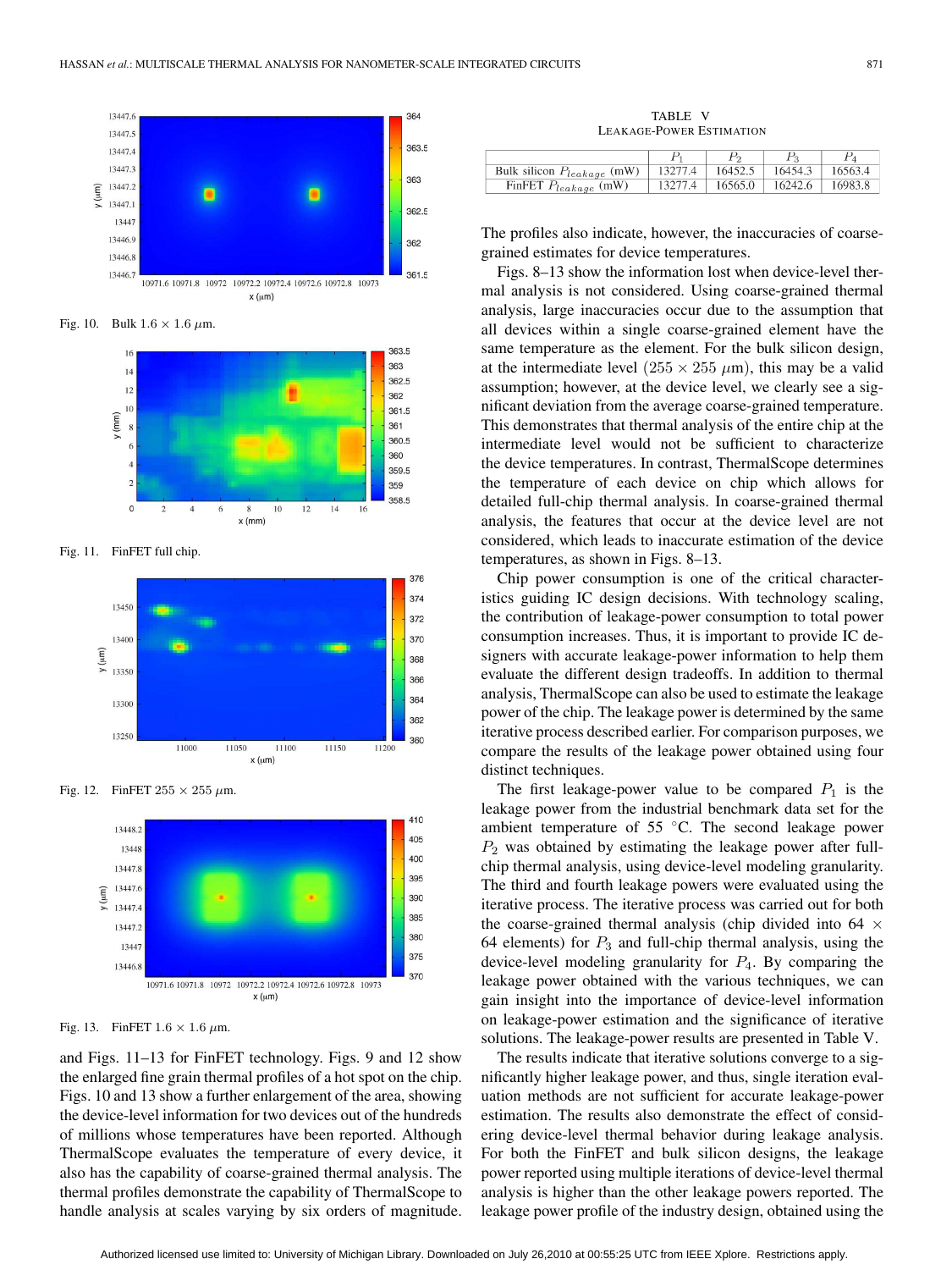Fig. 10. Bulk 1.6 × 1.6 $\mu$m.

Fig. 11. FinFET full chip.

Fig. 12. FinFET 255 × 255 $\mu$m.

Fig. 13. FinFET 1.6 × 1.6 $\mu$m.

and Figs. 11–13 for FinFET technology. Figs. 9 and 12 show the enlarged fine grain thermal profiles of a hot spot on the chip. Figs. 10 and 13 show a further enlargement of the area, showing the device-level information for two devices out of the hundreds of millions whose temperatures have been reported. Although ThermalScope evaluates the temperature of every device, it also has the capability of coarse-grained thermal analysis. The thermal profiles demonstrate the capability of ThermalScope to handle analysis at scales varying by six orders of magnitude. The profiles also indicate, however, the inaccuracies of coarse-grained estimates for device temperatures.

Figs. 8–13 show the information lost when device-level thermal analysis is not considered. Using coarse-grained thermal analysis, large inaccuracies occur due to the assumption that all devices within a single coarse-grained element have the same temperature as the element. For the bulk silicon design, at the intermediate level $(255 \times 255\ \mu\text{m})$, this may be a valid assumption; however, at the device level, we clearly see a significant deviation from the average coarse-grained temperature. This demonstrates that thermal analysis of the entire chip at the intermediate level would not be sufficient to characterize the device temperatures. In contrast, ThermalScope determines the temperature of each device on chip which allows for detailed full-chip thermal analysis. In coarse-grained thermal analysis, the features that occur at the device level are not considered, which leads to inaccurate estimation of the device temperatures, as shown in Figs. 8–13.

Chip power consumption is one of the critical characteristics guiding IC design decisions. With technology scaling, the contribution of leakage-power consumption to total power consumption increases. Thus, it is important to provide IC designers with accurate leakage-power information to help them evaluate the different design tradeoffs. In addition to thermal analysis, ThermalScope can also be used to estimate the leakage power of the chip. The leakage power is determined by the same iterative process described earlier. For comparison purposes, we compare the results of the leakage power obtained using four distinct techniques.

The first leakage-power value to be compared $P_1$ is the leakage power from the industrial benchmark data set for the ambient temperature of 55 °C. The second leakage power $P_2$ was obtained by estimating the leakage power after full-chip thermal analysis, using device-level modeling granularity. The third and fourth leakage powers were evaluated using the iterative process. The iterative process was carried out for both the coarse-grained thermal analysis (chip divided into 64 × 64 elements) for $P_3$ and full-chip thermal analysis, using the device-level modeling granularity for $P_4$. By comparing the leakage power obtained with the various techniques, we can gain insight into the importance of device-level information on leakage-power estimation and the significance of iterative solutions. The leakage-power results are presented in Table V.

The results indicate that iterative solutions converge to a significantly higher leakage power, and thus, single iteration evaluation methods are not sufficient for accurate leakage-power estimation. The results also demonstrate the effect of considering device-level thermal behavior during leakage analysis. For both the FinFET and bulk silicon designs, the leakage power reported using multiple iterations of device-level thermal analysis is higher than the other leakage powers reported. The leakage power profile of the industry design, obtained using the

TABLE V
LEAKAGE-POWER ESTIMATION

| | $P_1$ | $P_2$ | $P_3$ | $P_4$ |
|---|---|---|---|---|
| Bulk silicon $P_{leakage}$ (mW) | 13277.4 | 16452.5 | 16454.3 | 16563.4 |
| FinFET $P_{leakage}$ (mW) | 13277.4 | 16565.0 | 16242.6 | 16983.8 |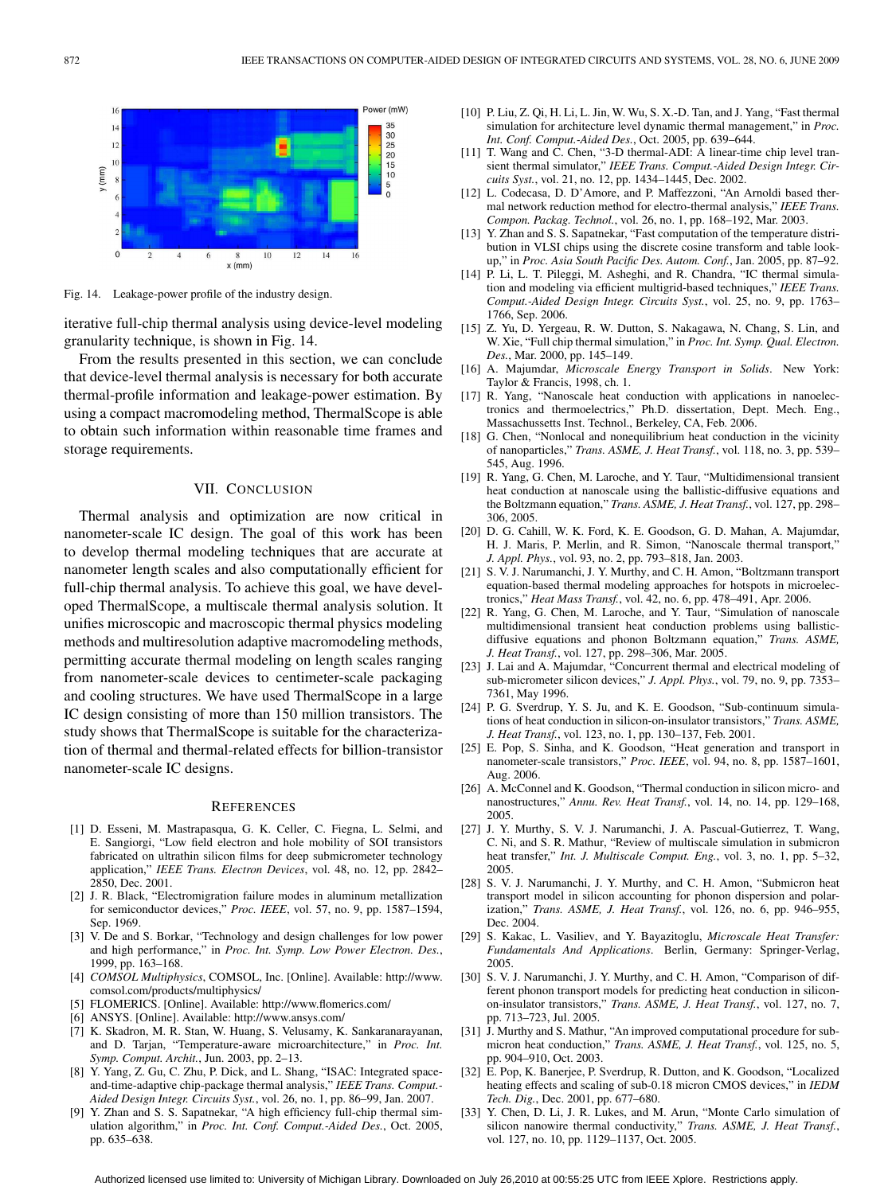Fig. 14. Leakage-power profile of the industry design.

iterative full-chip thermal analysis using device-level modeling granularity technique, is shown in Fig. 14.

From the results presented in this section, we can conclude that device-level thermal analysis is necessary for both accurate thermal-profile information and leakage-power estimation. By using a compact macromodeling method, ThermalScope is able to obtain such information within reasonable time frames and storage requirements.

## VII. Conclusion

Thermal analysis and optimization are now critical in nanometer-scale IC design. The goal of this work has been to develop thermal modeling techniques that are accurate at nanometer length scales and also computationally efficient for full-chip thermal analysis. To achieve this goal, we have developed ThermalScope, a multiscale thermal analysis solution. It unifies microscopic and macroscopic thermal physics modeling methods and multiresolution adaptive macromodeling methods, permitting accurate thermal modeling on length scales ranging from nanometer-scale devices to centimeter-scale packaging and cooling structures. We have used ThermalScope in a large IC design consisting of more than 150 million transistors. The study shows that ThermalScope is suitable for the characterization of thermal and thermal-related effects for billion-transistor nanometer-scale IC designs.

## References

[1] D. Esseni, M. Mastrapasqua, G. K. Celler, C. Fiegna, L. Selmi, and E. Sangiorgi, "Low field electron and hole mobility of SOI transistors fabricated on ultrathin silicon films for deep submicrometer technology application," *IEEE Trans. Electron Devices*, vol. 48, no. 12, pp. 2842–2850, Dec. 2001.

[2] J. R. Black, "Electromigration failure modes in aluminum metallization for semiconductor devices," *Proc. IEEE*, vol. 57, no. 9, pp. 1587–1594, Sep. 1969.

[3] V. De and S. Borkar, "Technology and design challenges for low power and high performance," in *Proc. Int. Symp. Low Power Electron. Des.*, 1999, pp. 163–168.

[4] *COMSOL Multiphysics*, COMSOL, Inc. [Online]. Available: http://www.comsol.com/products/multiphysics/

[5] FLOMERICS. [Online]. Available: http://www.flomerics.com/

[6] ANSYS. [Online]. Available: http://www.ansys.com/

[7] K. Skadron, M. R. Stan, W. Huang, S. Velusamy, K. Sankaranarayanan, and D. Tarjan, "Temperature-aware microarchitecture," in *Proc. Int. Symp. Comput. Archit.*, Jun. 2003, pp. 2–13.

[8] Y. Yang, Z. Gu, C. Zhu, P. Dick, and L. Shang, "ISAC: Integrated space-and-time-adaptive chip-package thermal analysis," *IEEE Trans. Comput.-Aided Design Integr. Circuits Syst.*, vol. 26, no. 1, pp. 86–99, Jan. 2007.

[9] Y. Zhan and S. S. Sapatnekar, "A high efficiency full-chip thermal simulation algorithm," in *Proc. Int. Conf. Comput.-Aided Des.*, Oct. 2005, pp. 635–638.

[10] P. Liu, Z. Qi, H. Li, L. Jin, W. Wu, S. X.-D. Tan, and J. Yang, "Fast thermal simulation for architecture level dynamic thermal management," in *Proc. Int. Conf. Comput.-Aided Des.*, Oct. 2005, pp. 639–644.

[11] T. Wang and C. Chen, "3-D thermal-ADI: A linear-time chip level transient thermal simulator," *IEEE Trans. Comput.-Aided Design Integr. Circuits Syst.*, vol. 21, no. 12, pp. 1434–1445, Dec. 2002.

[12] L. Codecasa, D. D'Amore, and P. Maffezzoni, "An Arnoldi based thermal network reduction method for electro-thermal analysis," *IEEE Trans. Compon. Packag. Technol.*, vol. 26, no. 1, pp. 168–192, Mar. 2003.

[13] Y. Zhan and S. S. Sapatnekar, "Fast computation of the temperature distribution in VLSI chips using the discrete cosine transform and table look-up," in *Proc. Asia South Pacific Des. Autom. Conf.*, Jan. 2005, pp. 87–92.

[14] P. Li, L. T. Pileggi, M. Asheghi, and R. Chandra, "IC thermal simulation and modeling via efficient multigrid-based techniques," *IEEE Trans. Comput.-Aided Design Integr. Circuits Syst.*, vol. 25, no. 9, pp. 1763–1766, Sep. 2006.

[15] Z. Yu, D. Yergeau, R. W. Dutton, S. Nakagawa, N. Chang, S. Lin, and W. Xie, "Full chip thermal simulation," in *Proc. Int. Symp. Qual. Electron. Des.*, Mar. 2000, pp. 145–149.

[16] A. Majumdar, *Microscale Energy Transport in Solids*. New York: Taylor & Francis, 1998, ch. 1.

[17] R. Yang, "Nanoscale heat conduction with applications in nanoelectronics and thermoelectrics," Ph.D. dissertation, Dept. Mech. Eng., Massachussetts Inst. Technol., Berkeley, CA, Feb. 2006.

[18] G. Chen, "Nonlocal and nonequilibrium heat conduction in the vicinity of nanoparticles," *Trans. ASME, J. Heat Transf.*, vol. 118, no. 3, pp. 539–545, Aug. 1996.

[19] R. Yang, G. Chen, M. Laroche, and Y. Taur, "Multidimensional transient heat conduction at nanoscale using the ballistic-diffusive equations and the Boltzmann equation," *Trans. ASME, J. Heat Transf.*, vol. 127, pp. 298–306, 2005.

[20] D. G. Cahill, W. K. Ford, K. E. Goodson, G. D. Mahan, A. Majumdar, H. J. Maris, P. Merlin, and R. Simon, "Nanoscale thermal transport," *J. Appl. Phys.*, vol. 93, no. 2, pp. 793–818, Jan. 2003.

[21] S. V. J. Narumanchi, J. Y. Murthy, and C. H. Amon, "Boltzmann transport equation-based thermal modeling approaches for hotspots in microelectronics," *Heat Mass Transf.*, vol. 42, no. 6, pp. 478–491, Apr. 2006.

[22] R. Yang, G. Chen, M. Laroche, and Y. Taur, "Simulation of nanoscale multidimensional transient heat conduction problems using ballistic-diffusive equations and phonon Boltzmann equation," *Trans. ASME, J. Heat Transf.*, vol. 127, pp. 298–306, Mar. 2005.

[23] J. Lai and A. Majumdar, "Concurrent thermal and electrical modeling of sub-micrometer silicon devices," *J. Appl. Phys.*, vol. 79, no. 9, pp. 7353–7361, May 1996.

[24] P. G. Sverdrup, Y. S. Ju, and K. E. Goodson, "Sub-continuum simulations of heat conduction in silicon-on-insulator transistors," *Trans. ASME, J. Heat Transf.*, vol. 123, no. 1, pp. 130–137, Feb. 2001.

[25] E. Pop, S. Sinha, and K. Goodson, "Heat generation and transport in nanometer-scale transistors," *Proc. IEEE*, vol. 94, no. 8, pp. 1587–1601, Aug. 2006.

[26] A. McConnel and K. Goodson, "Thermal conduction in silicon micro- and nanostructures," *Annu. Rev. Heat Transf.*, vol. 14, no. 14, pp. 129–168, 2005.

[27] J. Y. Murthy, S. V. J. Narumanchi, J. A. Pascual-Gutierrez, T. Wang, C. Ni, and S. R. Mathur, "Review of multiscale simulation in submicron heat transfer," *Int. J. Multiscale Comput. Eng.*, vol. 3, no. 1, pp. 5–32, 2005.

[28] S. V. J. Narumanchi, J. Y. Murthy, and C. H. Amon, "Submicron heat transport model in silicon accounting for phonon dispersion and polarization," *Trans. ASME, J. Heat Transf.*, vol. 126, no. 6, pp. 946–955, Dec. 2004.

[29] S. Kakac, L. Vasiliev, and Y. Bayazitoglu, *Microscale Heat Transfer: Fundamentals And Applications*. Berlin, Germany: Springer-Verlag, 2005.

[30] S. V. J. Narumanchi, J. Y. Murthy, and C. H. Amon, "Comparison of different phonon transport models for predicting heat conduction in silicon-on-insulator transistors," *Trans. ASME, J. Heat Transf.*, vol. 127, no. 7, pp. 713–723, Jul. 2005.

[31] J. Murthy and S. Mathur, "An improved computational procedure for submicron heat conduction," *Trans. ASME, J. Heat Transf.*, vol. 125, no. 5, pp. 904–910, Oct. 2003.

[32] E. Pop, K. Banerjee, P. Sverdrup, R. Dutton, and K. Goodson, "Localized heating effects and scaling of sub-0.18 micron CMOS devices," in *IEDM Tech. Dig.*, Dec. 2001, pp. 677–680.

[33] Y. Chen, D. Li, J. R. Lukes, and M. Arun, "Monte Carlo simulation of silicon nanowire thermal conductivity," *Trans. ASME, J. Heat Transf.*, vol. 127, no. 10, pp. 1129–1137, Oct. 2005.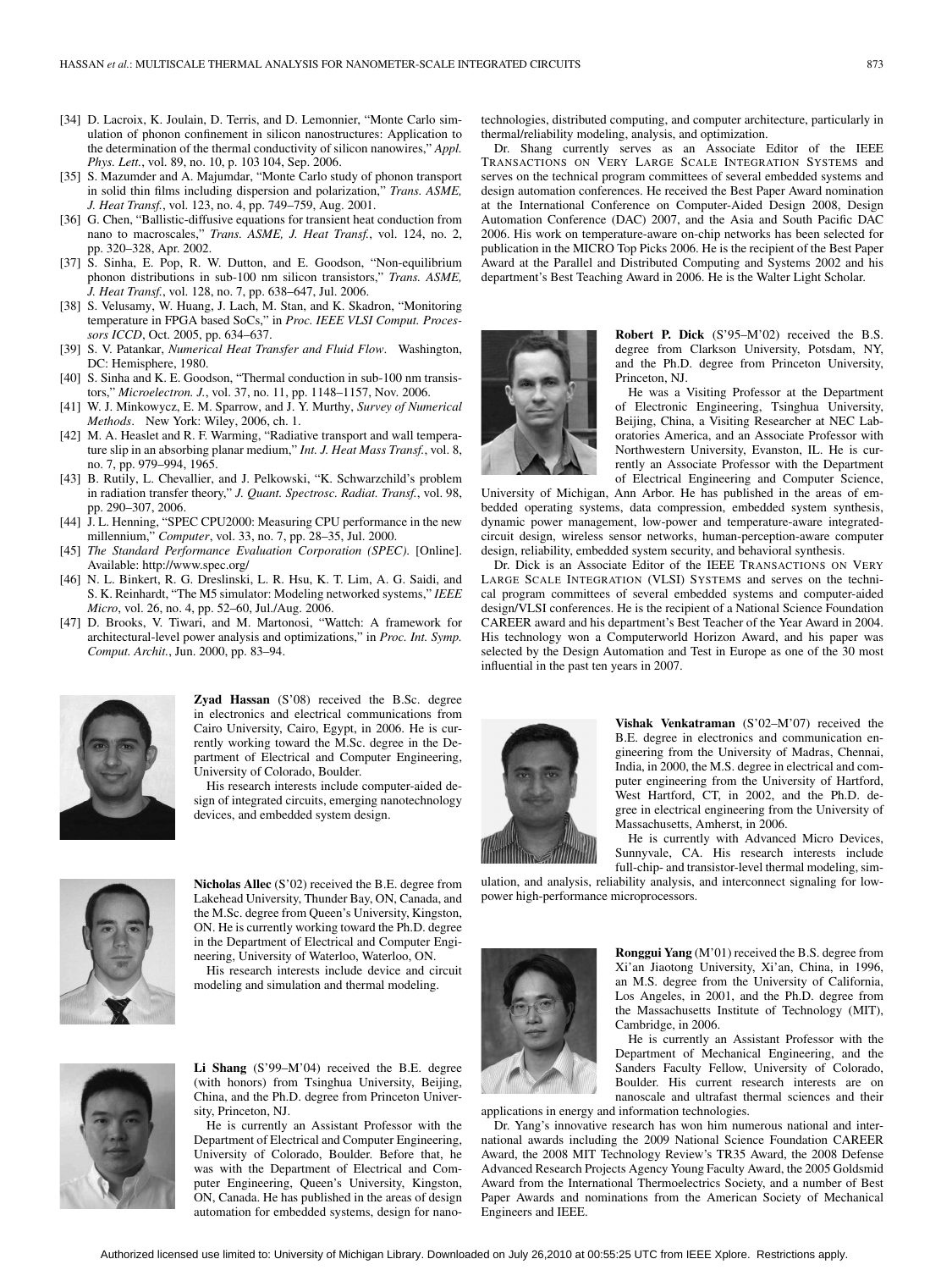[34] D. Lacroix, K. Joulain, D. Terris, and D. Lemonnier, "Monte Carlo simulation of phonon confinement in silicon nanostructures: Application to the determination of the thermal conductivity of silicon nanowires," *Appl. Phys. Lett.*, vol. 89, no. 10, p. 103 104, Sep. 2006.

[35] S. Mazumder and A. Majumdar, "Monte Carlo study of phonon transport in solid thin films including dispersion and polarization," *Trans. ASME, J. Heat Transf.*, vol. 123, no. 4, pp. 749–759, Aug. 2001.

[36] G. Chen, "Ballistic-diffusive equations for transient heat conduction from nano to macroscales," *Trans. ASME, J. Heat Transf.*, vol. 124, no. 2, pp. 320–328, Apr. 2002.

[37] S. Sinha, E. Pop, R. W. Dutton, and E. Goodson, "Non-equilibrium phonon distributions in sub-100 nm silicon transistors," *Trans. ASME, J. Heat Transf.*, vol. 128, no. 7, pp. 638–647, Jul. 2006.

[38] S. Velusamy, W. Huang, J. Lach, M. Stan, and K. Skadron, "Monitoring temperature in FPGA based SoCs," in *Proc. IEEE VLSI Comput. Processors ICCD*, Oct. 2005, pp. 634–637.

[39] S. V. Patankar, *Numerical Heat Transfer and Fluid Flow*. Washington, DC: Hemisphere, 1980.

[40] S. Sinha and K. E. Goodson, "Thermal conduction in sub-100 nm transistors," *Microelectron. J.*, vol. 37, no. 11, pp. 1148–1157, Nov. 2006.

[41] W. J. Minkowycz, E. M. Sparrow, and J. Y. Murthy, *Survey of Numerical Methods*. New York: Wiley, 2006, ch. 1.

[42] M. A. Heaslet and R. F. Warming, "Radiative transport and wall temperature slip in an absorbing planar medium," *Int. J. Heat Mass Transf.*, vol. 8, no. 7, pp. 979–994, 1965.

[43] B. Rutily, L. Chevallier, and J. Pelkowski, "K. Schwarzchild's problem in radiation transfer theory," *J. Quant. Spectrosc. Radiat. Transf.*, vol. 98, pp. 290–307, 2006.

[44] J. L. Henning, "SPEC CPU2000: Measuring CPU performance in the new millennium," *Computer*, vol. 33, no. 7, pp. 28–35, Jul. 2000.

[45] *The Standard Performance Evaluation Corporation (SPEC).* [Online]. Available: http://www.spec.org/

[46] N. L. Binkert, R. G. Dreslinski, L. R. Hsu, K. T. Lim, A. G. Saidi, and S. K. Reinhardt, "The M5 simulator: Modeling networked systems," *IEEE Micro*, vol. 26, no. 4, pp. 52–60, Jul./Aug. 2006.

[47] D. Brooks, V. Tiwari, and M. Martonosi, "Wattch: A framework for architectural-level power analysis and optimizations," in *Proc. Int. Symp. Comput. Archit.*, Jun. 2000, pp. 83–94.

**Zyad Hassan** (S'08) received the B.Sc. degree in electronics and electrical communications from Cairo University, Cairo, Egypt, in 2006. He is currently working toward the M.Sc. degree in the Department of Electrical and Computer Engineering, University of Colorado, Boulder.

His research interests include computer-aided design of integrated circuits, emerging nanotechnology devices, and embedded system design.

**Nicholas Allec** (S'02) received the B.E. degree from Lakehead University, Thunder Bay, ON, Canada, and the M.Sc. degree from Queen's University, Kingston, ON. He is currently working toward the Ph.D. degree in the Department of Electrical and Computer Engineering, University of Waterloo, Waterloo, ON.

His research interests include device and circuit modeling and simulation and thermal modeling.

**Li Shang** (S'99–M'04) received the B.E. degree (with honors) from Tsinghua University, Beijing, China, and the Ph.D. degree from Princeton University, Princeton, NJ.

He is currently an Assistant Professor with the Department of Electrical and Computer Engineering, University of Colorado, Boulder. Before that, he was with the Department of Electrical and Computer Engineering, Queen's University, Kingston, ON, Canada. He has published in the areas of design automation for embedded systems, design for nanotechnologies, distributed computing, and computer architecture, particularly in thermal/reliability modeling, analysis, and optimization.

Dr. Shang currently serves as an Associate Editor of the IEEE TRANSACTIONS ON VERY LARGE SCALE INTEGRATION SYSTEMS and serves on the technical program committees of several embedded systems and design automation conferences. He received the Best Paper Award nomination at the International Conference on Computer-Aided Design 2008, Design Automation Conference (DAC) 2007, and the Asia and South Pacific DAC 2006. His work on temperature-aware on-chip networks has been selected for publication in the MICRO Top Picks 2006. He is the recipient of the Best Paper Award at the Parallel and Distributed Computing and Systems 2002 and his department's Best Teaching Award in 2006. He is the Walter Light Scholar.

**Robert P. Dick** (S'95–M'02) received the B.S. degree from Clarkson University, Potsdam, NY, and the Ph.D. degree from Princeton University, Princeton, NJ.

He was a Visiting Professor at the Department of Electronic Engineering, Tsinghua University, Beijing, China, a Visiting Researcher at NEC Laboratories America, and an Associate Professor with Northwestern University, Evanston, IL. He is currently an Associate Professor with the Department of Electrical Engineering and Computer Science, University of Michigan, Ann Arbor. He has published in the areas of embedded operating systems, data compression, embedded system synthesis, dynamic power management, low-power and temperature-aware integrated-circuit design, wireless sensor networks, human-perception-aware computer design, reliability, embedded system security, and behavioral synthesis.

Dr. Dick is an Associate Editor of the IEEE TRANSACTIONS ON VERY LARGE SCALE INTEGRATION (VLSI) SYSTEMS and serves on the technical program committees of several embedded systems and computer-aided design/VLSI conferences. He is the recipient of a National Science Foundation CAREER award and his department's Best Teacher of the Year Award in 2004. His technology won a Computerworld Horizon Award, and his paper was selected by the Design Automation and Test in Europe as one of the 30 most influential in the past ten years in 2007.

**Vishak Venkatraman** (S'02–M'07) received the B.E. degree in electronics and communication engineering from the University of Madras, Chennai, India, in 2000, the M.S. degree in electrical and computer engineering from the University of Hartford, West Hartford, CT, in 2002, and the Ph.D. degree in electrical engineering from the University of Massachusetts, Amherst, in 2006.

He is currently with Advanced Micro Devices, Sunnyvale, CA. His research interests include full-chip- and transistor-level thermal modeling, simulation, and analysis, reliability analysis, and interconnect signaling for low-power high-performance microprocessors.

**Ronggui Yang** (M'01) received the B.S. degree from Xi'an Jiaotong University, Xi'an, China, in 1996, an M.S. degree from the University of California, Los Angeles, in 2001, and the Ph.D. degree from the Massachusetts Institute of Technology (MIT), Cambridge, in 2006.

He is currently an Assistant Professor with the Department of Mechanical Engineering, and the Sanders Faculty Fellow, University of Colorado, Boulder. His current research interests are on nanoscale and ultrafast thermal sciences and their applications in energy and information technologies.

Dr. Yang's innovative research has won him numerous national and international awards including the 2009 National Science Foundation CAREER Award, the 2008 MIT Technology Review's TR35 Award, the 2008 Defense Advanced Research Projects Agency Young Faculty Award, the 2005 Goldsmid Award from the International Thermoelectrics Society, and a number of Best Paper Awards and nominations from the American Society of Mechanical Engineers and IEEE.